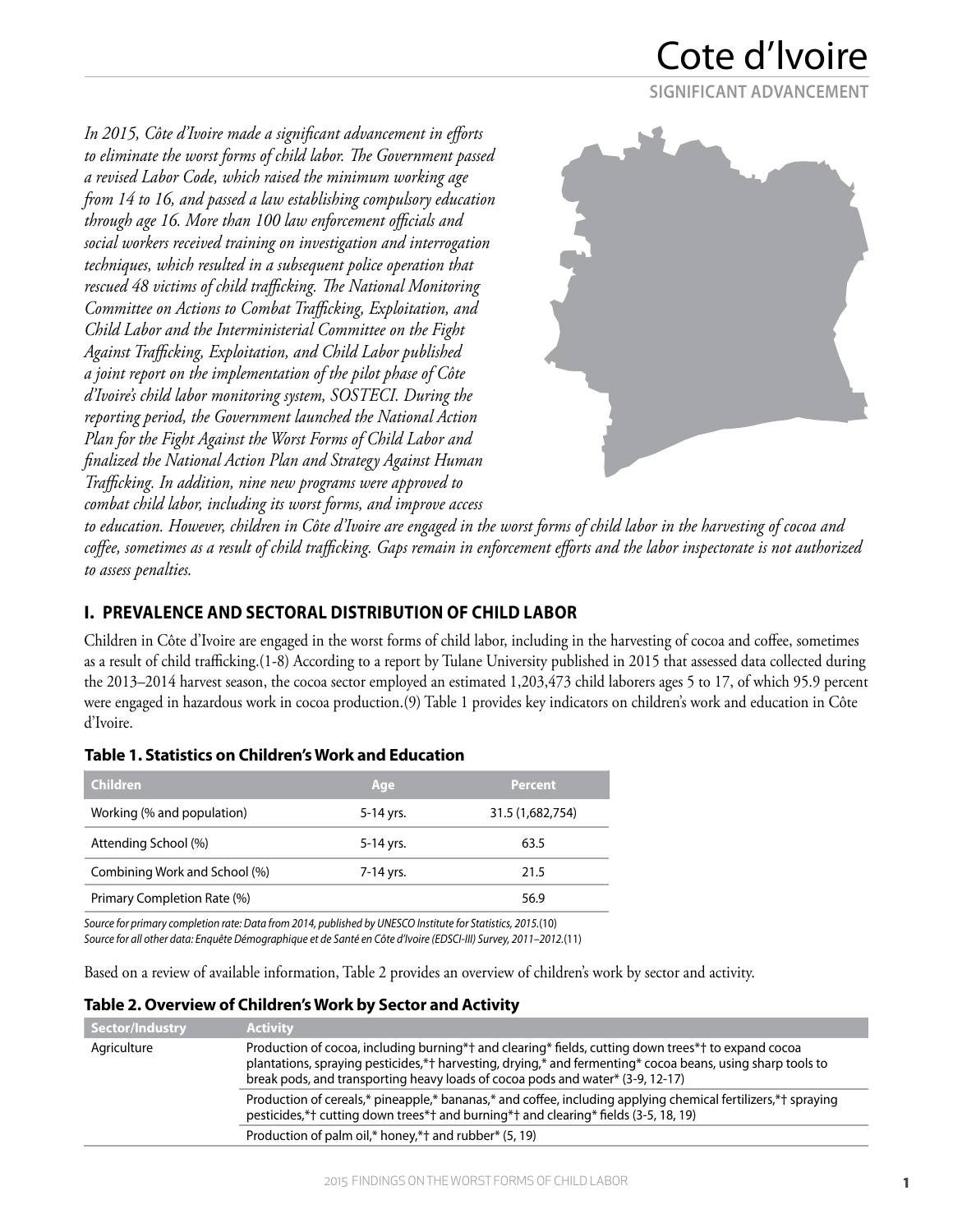# Cote d'Ivoire

**SIGNIFICANT ADVANCEMENT**

*In 2015, Côte d'Ivoire made a significant advancement in efforts to eliminate the worst forms of child labor. The Government passed a revised Labor Code, which raised the minimum working age from 14 to 16, and passed a law establishing compulsory education through age 16. More than 100 law enforcement officials and social workers received training on investigation and interrogation techniques, which resulted in a subsequent police operation that rescued 48 victims of child trafficking. The National Monitoring Committee on Actions to Combat Trafficking, Exploitation, and Child Labor and the Interministerial Committee on the Fight Against Trafficking, Exploitation, and Child Labor published a joint report on the implementation of the pilot phase of Côte d'Ivoire's child labor monitoring system, SOSTECI. During the reporting period, the Government launched the National Action Plan for the Fight Against the Worst Forms of Child Labor and finalized the National Action Plan and Strategy Against Human Trafficking. In addition, nine new programs were approved to combat child labor, including its worst forms, and improve access to education. However, children in Côte d'Ivoire are engaged in the worst forms of child labor in the harvesting of cocoa and coffee, sometimes as a result of child trafficking. Gaps remain in enforcement efforts and the labor inspectorate is not authorized to assess penalties.*

## I. PREVALENCE AND SECTORAL DISTRIBUTION OF CHILD LABOR

Children in Côte d'Ivoire are engaged in the worst forms of child labor, including in the harvesting of cocoa and coffee, sometimes as a result of child trafficking.(1-8) According to a report by Tulane University published in 2015 that assessed data collected during the 2013–2014 harvest season, the cocoa sector employed an estimated 1,203,473 child laborers ages 5 to 17, of which 95.9 percent were engaged in hazardous work in cocoa production.(9) Table 1 provides key indicators on children's work and education in Côte d'Ivoire.

### Table 1. Statistics on Children's Work and Education

| Children | Age | Percent |
|---|---|---|
| Working (% and population) | 5-14 yrs. | 31.5 (1,682,754) |
| Attending School (%) | 5-14 yrs. | 63.5 |
| Combining Work and School (%) | 7-14 yrs. | 21.5 |
| Primary Completion Rate (%) | | 56.9 |

*Source for primary completion rate: Data from 2014, published by UNESCO Institute for Statistics, 2015.*(10)
*Source for all other data: Enquête Démographique et de Santé en Côte d'Ivoire (EDSCI-III) Survey, 2011–2012.*(11)

Based on a review of available information, Table 2 provides an overview of children's work by sector and activity.

### Table 2. Overview of Children's Work by Sector and Activity

| Sector/Industry | Activity |
|---|---|
| Agriculture | Production of cocoa, including burning*† and clearing* fields, cutting down trees*† to expand cocoa plantations, spraying pesticides,*† harvesting, drying,* and fermenting* cocoa beans, using sharp tools to break pods, and transporting heavy loads of cocoa pods and water* (3-9, 12-17) |
| | Production of cereals,* pineapple,* bananas,* and coffee, including applying chemical fertilizers,*† spraying pesticides,*† cutting down trees*† and burning*† and clearing* fields (3-5, 18, 19) |
| | Production of palm oil,* honey,*† and rubber* (5, 19) |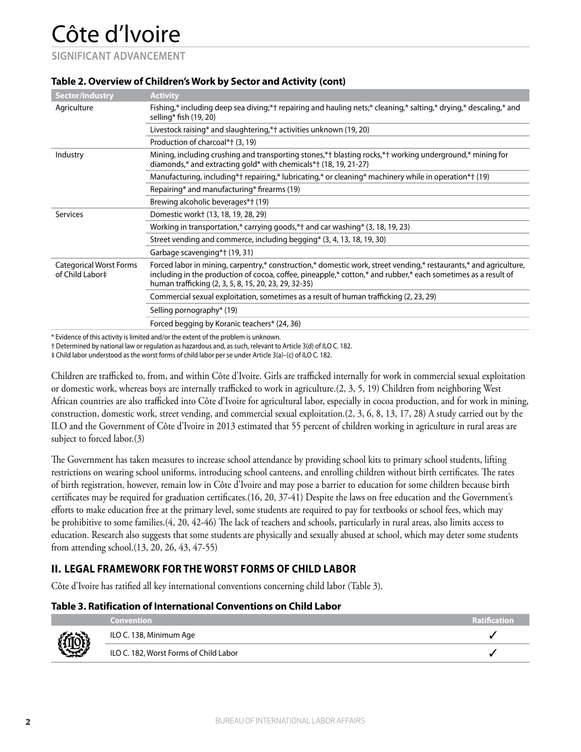# Côte d'Ivoire

SIGNIFICANT ADVANCEMENT

**Table 2. Overview of Children's Work by Sector and Activity (cont)**

| Sector/Industry | Activity |
|---|---|
| Agriculture | Fishing,* including deep sea diving;*† repairing and hauling nets;* cleaning,* salting,* drying,* descaling,* and selling* fish (19, 20) |
| | Livestock raising* and slaughtering,*† activities unknown (19, 20) |
| | Production of charcoal*† (3, 19) |
| Industry | Mining, including crushing and transporting stones,*† blasting rocks,*† working underground,* mining for diamonds,* and extracting gold* with chemicals*† (18, 19, 21-27) |
| | Manufacturing, including*† repairing,* lubricating,* or cleaning* machinery while in operation*† (19) |
| | Repairing* and manufacturing* firearms (19) |
| | Brewing alcoholic beverages*† (19) |
| Services | Domestic work† (13, 18, 19, 28, 29) |
| | Working in transportation,* carrying goods,*† and car washing* (3, 18, 19, 23) |
| | Street vending and commerce, including begging* (3, 4, 13, 18, 19, 30) |
| | Garbage scavenging*† (19, 31) |
| Categorical Worst Forms of Child Labor‡ | Forced labor in mining, carpentry,* construction,* domestic work, street vending,* restaurants,* and agriculture, including in the production of cocoa, coffee, pineapple,* cotton,* and rubber,* each sometimes as a result of human trafficking (2, 3, 5, 8, 15, 20, 23, 29, 32-35) |
| | Commercial sexual exploitation, sometimes as a result of human trafficking (2, 23, 29) |
| | Selling pornography* (19) |
| | Forced begging by Koranic teachers* (24, 36) |

\* Evidence of this activity is limited and/or the extent of the problem is unknown.
† Determined by national law or regulation as hazardous and, as such, relevant to Article 3(d) of ILO C. 182.
‡ Child labor understood as the worst forms of child labor per se under Article 3(a)–(c) of ILO C. 182.

Children are trafficked to, from, and within Côte d'Ivoire. Girls are trafficked internally for work in commercial sexual exploitation or domestic work, whereas boys are internally trafficked to work in agriculture.(2, 3, 5, 19) Children from neighboring West African countries are also trafficked into Côte d'Ivoire for agricultural labor, especially in cocoa production, and for work in mining, construction, domestic work, street vending, and commercial sexual exploitation.(2, 3, 6, 8, 13, 17, 28) A study carried out by the ILO and the Government of Côte d'Ivoire in 2013 estimated that 55 percent of children working in agriculture in rural areas are subject to forced labor.(3)

The Government has taken measures to increase school attendance by providing school kits to primary school students, lifting restrictions on wearing school uniforms, introducing school canteens, and enrolling children without birth certificates. The rates of birth registration, however, remain low in Côte d'Ivoire and may pose a barrier to education for some children because birth certificates may be required for graduation certificates.(16, 20, 37-41) Despite the laws on free education and the Government's efforts to make education free at the primary level, some students are required to pay for textbooks or school fees, which may be prohibitive to some families.(4, 20, 42-46) The lack of teachers and schools, particularly in rural areas, also limits access to education. Research also suggests that some students are physically and sexually abused at school, which may deter some students from attending school.(13, 20, 26, 43, 47-55)

## II. LEGAL FRAMEWORK FOR THE WORST FORMS OF CHILD LABOR

Côte d'Ivoire has ratified all key international conventions concerning child labor (Table 3).

**Table 3. Ratification of International Conventions on Child Labor**

| Convention | Ratification |
|---|---|
| ILO C. 138, Minimum Age | ✓ |
| ILO C. 182, Worst Forms of Child Labor | ✓ |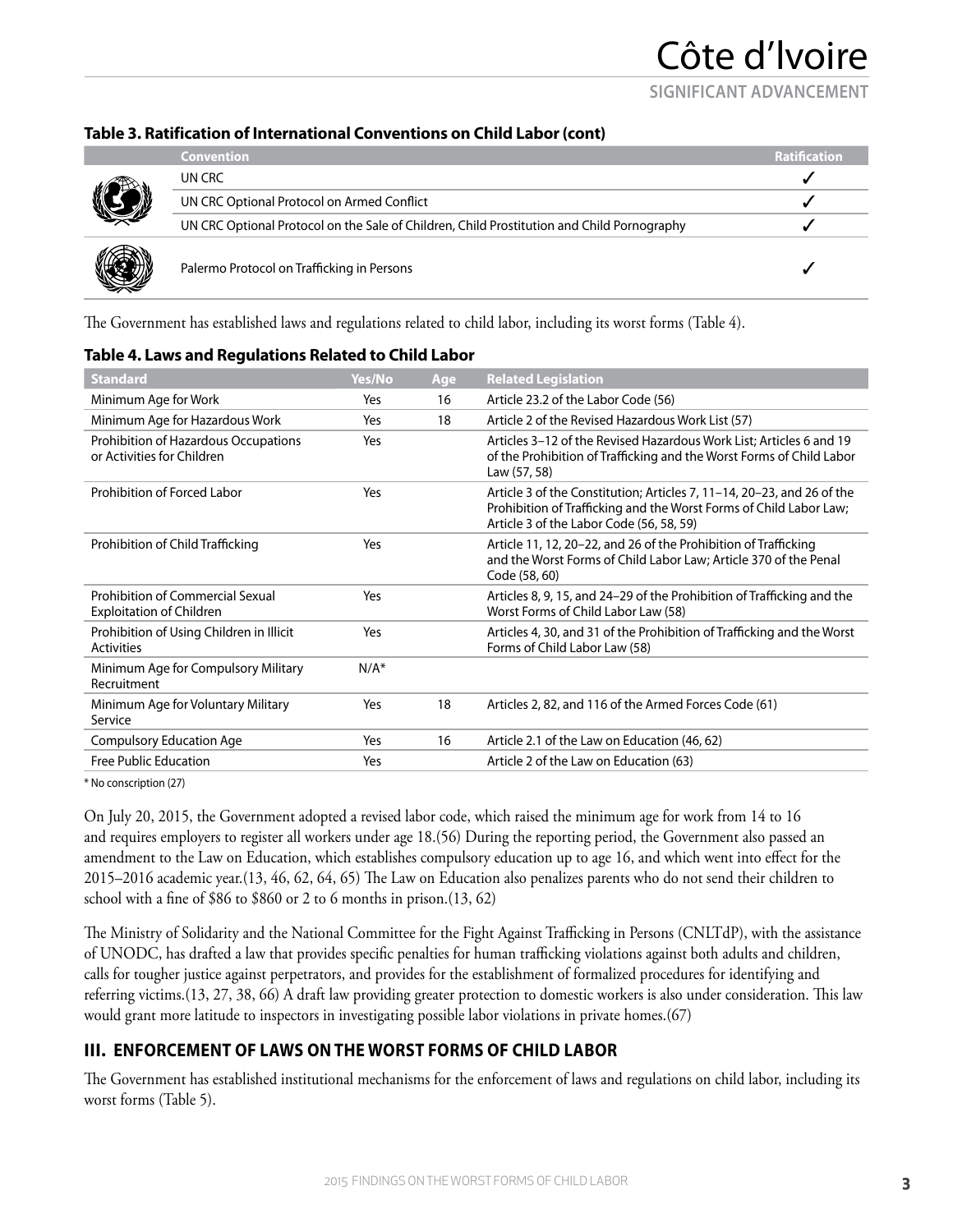### Table 3. Ratification of International Conventions on Child Labor (cont)

| Convention | Ratification |
|---|---|
| UN CRC | ✓ |
| UN CRC Optional Protocol on Armed Conflict | ✓ |
| UN CRC Optional Protocol on the Sale of Children, Child Prostitution and Child Pornography | ✓ |
| Palermo Protocol on Trafficking in Persons | ✓ |

The Government has established laws and regulations related to child labor, including its worst forms (Table 4).

### Table 4. Laws and Regulations Related to Child Labor

| Standard | Yes/No | Age | Related Legislation |
|---|---|---|---|
| Minimum Age for Work | Yes | 16 | Article 23.2 of the Labor Code (56) |
| Minimum Age for Hazardous Work | Yes | 18 | Article 2 of the Revised Hazardous Work List (57) |
| Prohibition of Hazardous Occupations or Activities for Children | Yes | | Articles 3–12 of the Revised Hazardous Work List; Articles 6 and 19 of the Prohibition of Trafficking and the Worst Forms of Child Labor Law (57, 58) |
| Prohibition of Forced Labor | Yes | | Article 3 of the Constitution; Articles 7, 11–14, 20–23, and 26 of the Prohibition of Trafficking and the Worst Forms of Child Labor Law; Article 3 of the Labor Code (56, 58, 59) |
| Prohibition of Child Trafficking | Yes | | Article 11, 12, 20–22, and 26 of the Prohibition of Trafficking and the Worst Forms of Child Labor Law; Article 370 of the Penal Code (58, 60) |
| Prohibition of Commercial Sexual Exploitation of Children | Yes | | Articles 8, 9, 15, and 24–29 of the Prohibition of Trafficking and the Worst Forms of Child Labor Law (58) |
| Prohibition of Using Children in Illicit Activities | Yes | | Articles 4, 30, and 31 of the Prohibition of Trafficking and the Worst Forms of Child Labor Law (58) |
| Minimum Age for Compulsory Military Recruitment | N/A* | | |
| Minimum Age for Voluntary Military Service | Yes | 18 | Articles 2, 82, and 116 of the Armed Forces Code (61) |
| Compulsory Education Age | Yes | 16 | Article 2.1 of the Law on Education (46, 62) |
| Free Public Education | Yes | | Article 2 of the Law on Education (63) |

* No conscription (27)

On July 20, 2015, the Government adopted a revised labor code, which raised the minimum age for work from 14 to 16 and requires employers to register all workers under age 18.(56) During the reporting period, the Government also passed an amendment to the Law on Education, which establishes compulsory education up to age 16, and which went into effect for the 2015–2016 academic year.(13, 46, 62, 64, 65) The Law on Education also penalizes parents who do not send their children to school with a fine of $86 to $860 or 2 to 6 months in prison.(13, 62)

The Ministry of Solidarity and the National Committee for the Fight Against Trafficking in Persons (CNLTdP), with the assistance of UNODC, has drafted a law that provides specific penalties for human trafficking violations against both adults and children, calls for tougher justice against perpetrators, and provides for the establishment of formalized procedures for identifying and referring victims.(13, 27, 38, 66) A draft law providing greater protection to domestic workers is also under consideration. This law would grant more latitude to inspectors in investigating possible labor violations in private homes.(67)

## III. ENFORCEMENT OF LAWS ON THE WORST FORMS OF CHILD LABOR

The Government has established institutional mechanisms for the enforcement of laws and regulations on child labor, including its worst forms (Table 5).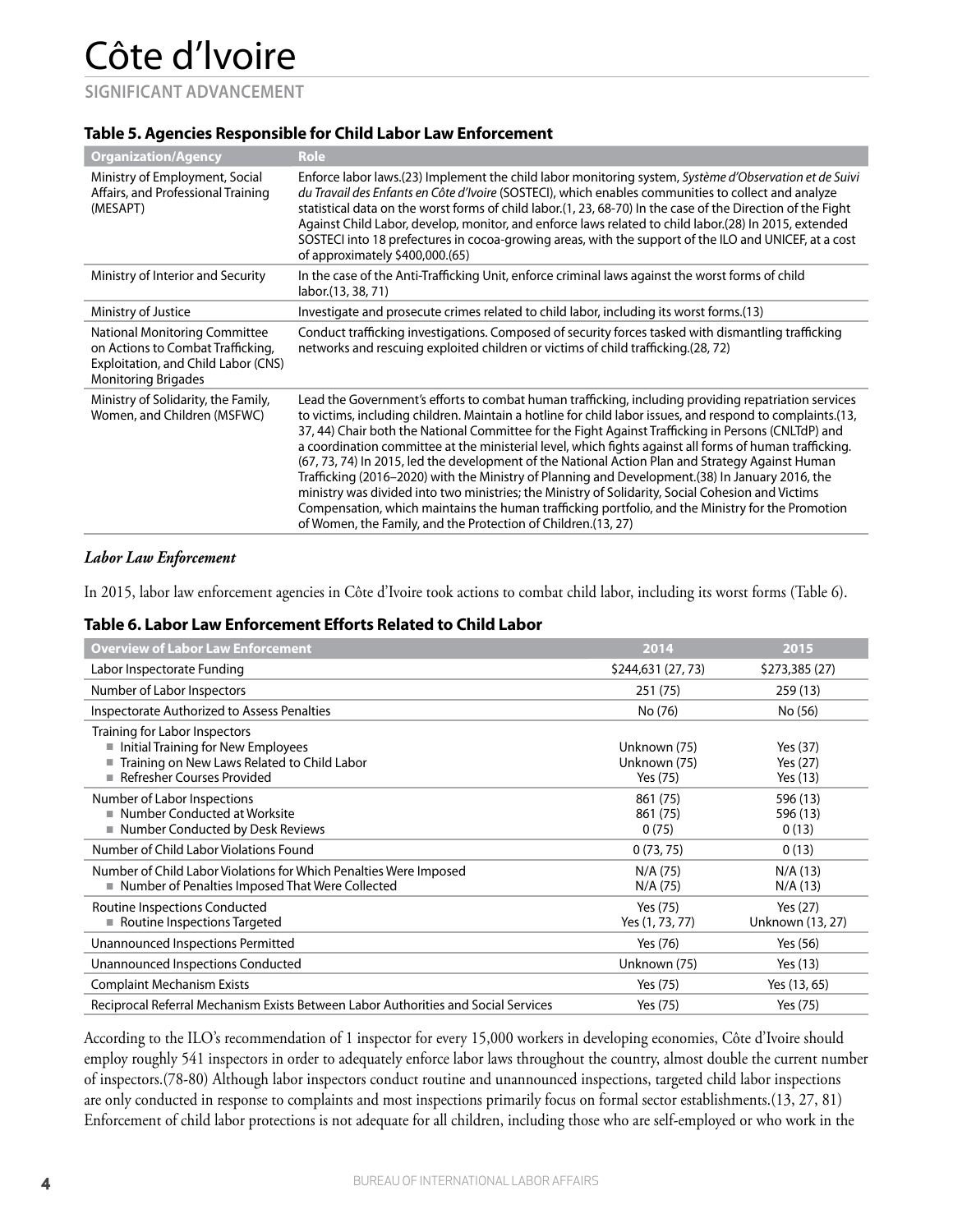# Côte d'Ivoire

**SIGNIFICANT ADVANCEMENT**

**Table 5. Agencies Responsible for Child Labor Law Enforcement**

| Organization/Agency | Role |
|---|---|
| Ministry of Employment, Social Affairs, and Professional Training (MESAPT) | Enforce labor laws.(23) Implement the child labor monitoring system, *Système d'Observation et de Suivi du Travail des Enfants en Côte d'Ivoire* (SOSTECI), which enables communities to collect and analyze statistical data on the worst forms of child labor.(1, 23, 68-70) In the case of the Direction of the Fight Against Child Labor, develop, monitor, and enforce laws related to child labor.(28) In 2015, extended SOSTECI into 18 prefectures in cocoa-growing areas, with the support of the ILO and UNICEF, at a cost of approximately $400,000.(65) |
| Ministry of Interior and Security | In the case of the Anti-Trafficking Unit, enforce criminal laws against the worst forms of child labor.(13, 38, 71) |
| Ministry of Justice | Investigate and prosecute crimes related to child labor, including its worst forms.(13) |
| National Monitoring Committee on Actions to Combat Trafficking, Exploitation, and Child Labor (CNS) Monitoring Brigades | Conduct trafficking investigations. Composed of security forces tasked with dismantling trafficking networks and rescuing exploited children or victims of child trafficking.(28, 72) |
| Ministry of Solidarity, the Family, Women, and Children (MSFWC) | Lead the Government's efforts to combat human trafficking, including providing repatriation services to victims, including children. Maintain a hotline for child labor issues, and respond to complaints.(13, 37, 44) Chair both the National Committee for the Fight Against Trafficking in Persons (CNLTdP) and a coordination committee at the ministerial level, which fights against all forms of human trafficking.(67, 73, 74) In 2015, led the development of the National Action Plan and Strategy Against Human Trafficking (2016–2020) with the Ministry of Planning and Development.(38) In January 2016, the ministry was divided into two ministries; the Ministry of Solidarity, Social Cohesion and Victims Compensation, which maintains the human trafficking portfolio, and the Ministry for the Promotion of Women, the Family, and the Protection of Children.(13, 27) |

***Labor Law Enforcement***

In 2015, labor law enforcement agencies in Côte d'Ivoire took actions to combat child labor, including its worst forms (Table 6).

**Table 6. Labor Law Enforcement Efforts Related to Child Labor**

| Overview of Labor Law Enforcement | 2014 | 2015 |
|---|---|---|
| Labor Inspectorate Funding | $244,631 (27, 73) | $273,385 (27) |
| Number of Labor Inspectors | 251 (75) | 259 (13) |
| Inspectorate Authorized to Assess Penalties | No (76) | No (56) |
| Training for Labor Inspectors | | |
| ■ Initial Training for New Employees | Unknown (75) | Yes (37) |
| ■ Training on New Laws Related to Child Labor | Unknown (75) | Yes (27) |
| ■ Refresher Courses Provided | Yes (75) | Yes (13) |
| Number of Labor Inspections | 861 (75) | 596 (13) |
| ■ Number Conducted at Worksite | 861 (75) | 596 (13) |
| ■ Number Conducted by Desk Reviews | 0 (75) | 0 (13) |
| Number of Child Labor Violations Found | 0 (73, 75) | 0 (13) |
| Number of Child Labor Violations for Which Penalties Were Imposed | N/A (75) | N/A (13) |
| ■ Number of Penalties Imposed That Were Collected | N/A (75) | N/A (13) |
| Routine Inspections Conducted | Yes (75) | Yes (27) |
| ■ Routine Inspections Targeted | Yes (1, 73, 77) | Unknown (13, 27) |
| Unannounced Inspections Permitted | Yes (76) | Yes (56) |
| Unannounced Inspections Conducted | Unknown (75) | Yes (13) |
| Complaint Mechanism Exists | Yes (75) | Yes (13, 65) |
| Reciprocal Referral Mechanism Exists Between Labor Authorities and Social Services | Yes (75) | Yes (75) |

According to the ILO's recommendation of 1 inspector for every 15,000 workers in developing economies, Côte d'Ivoire should employ roughly 541 inspectors in order to adequately enforce labor laws throughout the country, almost double the current number of inspectors.(78-80) Although labor inspectors conduct routine and unannounced inspections, targeted child labor inspections are only conducted in response to complaints and most inspections primarily focus on formal sector establishments.(13, 27, 81) Enforcement of child labor protections is not adequate for all children, including those who are self-employed or who work in the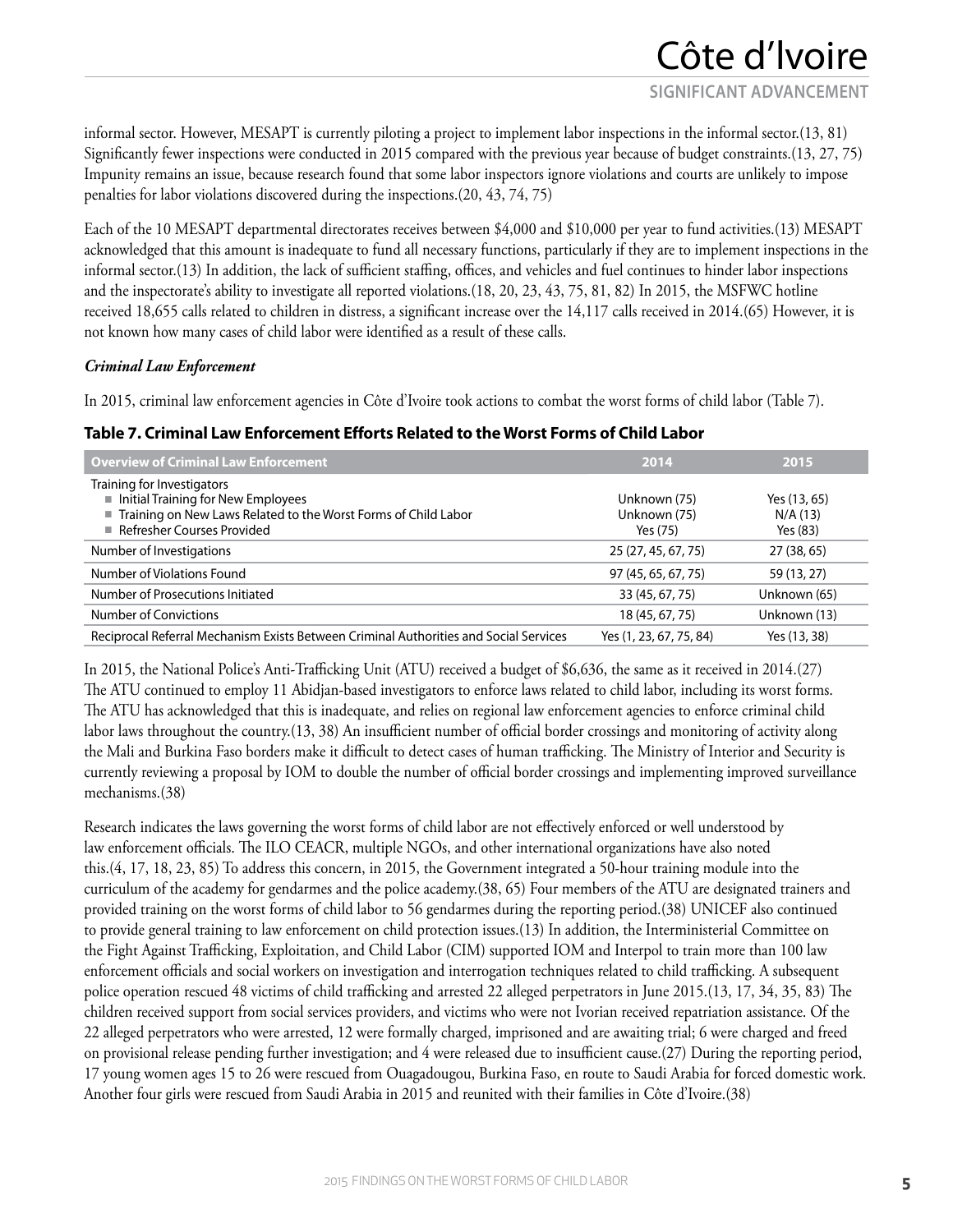informal sector. However, MESAPT is currently piloting a project to implement labor inspections in the informal sector.(13, 81) Significantly fewer inspections were conducted in 2015 compared with the previous year because of budget constraints.(13, 27, 75) Impunity remains an issue, because research found that some labor inspectors ignore violations and courts are unlikely to impose penalties for labor violations discovered during the inspections.(20, 43, 74, 75)

Each of the 10 MESAPT departmental directorates receives between $4,000 and $10,000 per year to fund activities.(13) MESAPT acknowledged that this amount is inadequate to fund all necessary functions, particularly if they are to implement inspections in the informal sector.(13) In addition, the lack of sufficient staffing, offices, and vehicles and fuel continues to hinder labor inspections and the inspectorate's ability to investigate all reported violations.(18, 20, 23, 43, 75, 81, 82) In 2015, the MSFWC hotline received 18,655 calls related to children in distress, a significant increase over the 14,117 calls received in 2014.(65) However, it is not known how many cases of child labor were identified as a result of these calls.

***Criminal Law Enforcement***

In 2015, criminal law enforcement agencies in Côte d'Ivoire took actions to combat the worst forms of child labor (Table 7).

**Table 7. Criminal Law Enforcement Efforts Related to the Worst Forms of Child Labor**

| Overview of Criminal Law Enforcement | 2014 | 2015 |
|---|---|---|
| Training for Investigators | | |
| ■ Initial Training for New Employees | Unknown (75) | Yes (13, 65) |
| ■ Training on New Laws Related to the Worst Forms of Child Labor | Unknown (75) | N/A (13) |
| ■ Refresher Courses Provided | Yes (75) | Yes (83) |
| Number of Investigations | 25 (27, 45, 67, 75) | 27 (38, 65) |
| Number of Violations Found | 97 (45, 65, 67, 75) | 59 (13, 27) |
| Number of Prosecutions Initiated | 33 (45, 67, 75) | Unknown (65) |
| Number of Convictions | 18 (45, 67, 75) | Unknown (13) |
| Reciprocal Referral Mechanism Exists Between Criminal Authorities and Social Services | Yes (1, 23, 67, 75, 84) | Yes (13, 38) |

In 2015, the National Police's Anti-Trafficking Unit (ATU) received a budget of $6,636, the same as it received in 2014.(27) The ATU continued to employ 11 Abidjan-based investigators to enforce laws related to child labor, including its worst forms. The ATU has acknowledged that this is inadequate, and relies on regional law enforcement agencies to enforce criminal child labor laws throughout the country.(13, 38) An insufficient number of official border crossings and monitoring of activity along the Mali and Burkina Faso borders make it difficult to detect cases of human trafficking. The Ministry of Interior and Security is currently reviewing a proposal by IOM to double the number of official border crossings and implementing improved surveillance mechanisms.(38)

Research indicates the laws governing the worst forms of child labor are not effectively enforced or well understood by law enforcement officials. The ILO CEACR, multiple NGOs, and other international organizations have also noted this.(4, 17, 18, 23, 85) To address this concern, in 2015, the Government integrated a 50-hour training module into the curriculum of the academy for gendarmes and the police academy.(38, 65) Four members of the ATU are designated trainers and provided training on the worst forms of child labor to 56 gendarmes during the reporting period.(38) UNICEF also continued to provide general training to law enforcement on child protection issues.(13) In addition, the Interministerial Committee on the Fight Against Trafficking, Exploitation, and Child Labor (CIM) supported IOM and Interpol to train more than 100 law enforcement officials and social workers on investigation and interrogation techniques related to child trafficking. A subsequent police operation rescued 48 victims of child trafficking and arrested 22 alleged perpetrators in June 2015.(13, 17, 34, 35, 83) The children received support from social services providers, and victims who were not Ivorian received repatriation assistance. Of the 22 alleged perpetrators who were arrested, 12 were formally charged, imprisoned and are awaiting trial; 6 were charged and freed on provisional release pending further investigation; and 4 were released due to insufficient cause.(27) During the reporting period, 17 young women ages 15 to 26 were rescued from Ouagadougou, Burkina Faso, en route to Saudi Arabia for forced domestic work. Another four girls were rescued from Saudi Arabia in 2015 and reunited with their families in Côte d'Ivoire.(38)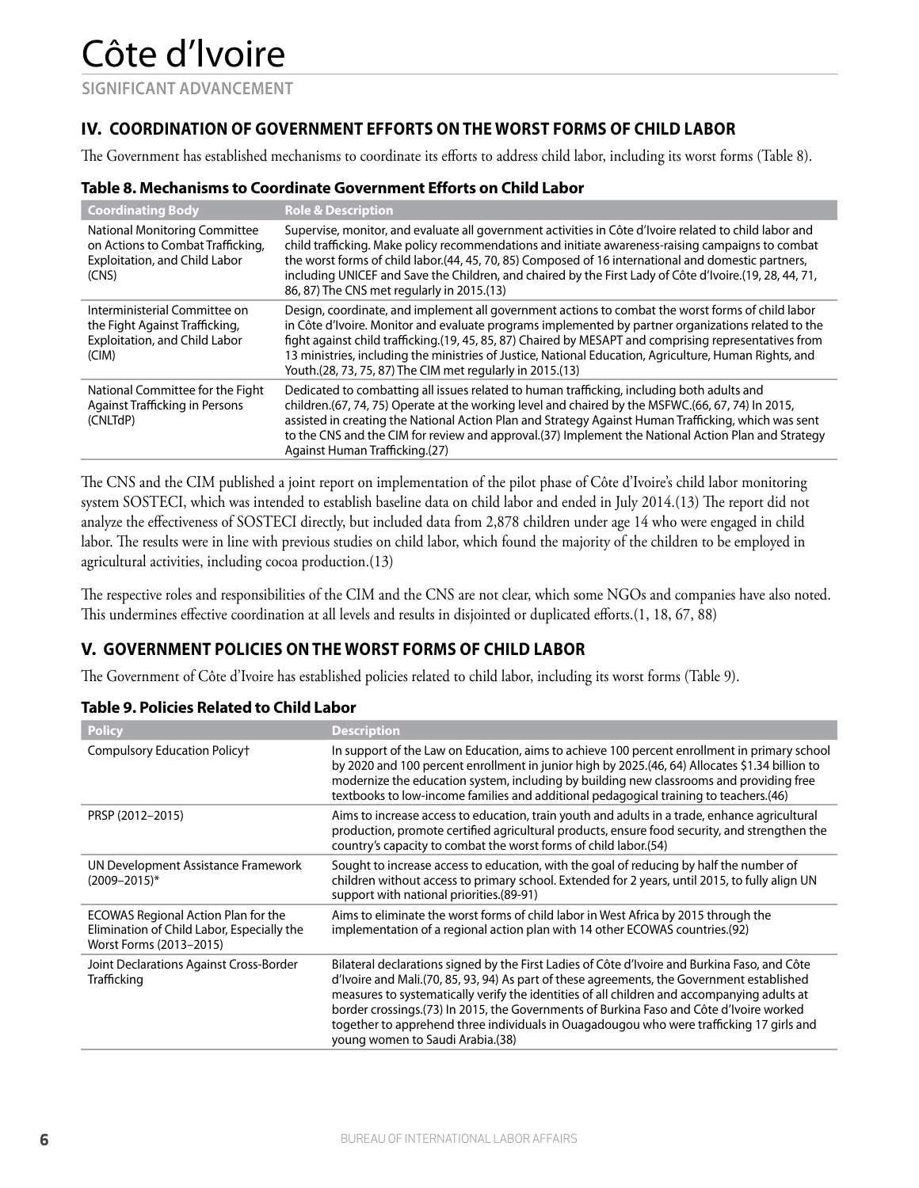# Côte d'Ivoire

**SIGNIFICANT ADVANCEMENT**

## IV. COORDINATION OF GOVERNMENT EFFORTS ON THE WORST FORMS OF CHILD LABOR

The Government has established mechanisms to coordinate its efforts to address child labor, including its worst forms (Table 8).

**Table 8. Mechanisms to Coordinate Government Efforts on Child Labor**

| Coordinating Body | Role & Description |
|---|---|
| National Monitoring Committee on Actions to Combat Trafficking, Exploitation, and Child Labor (CNS) | Supervise, monitor, and evaluate all government activities in Côte d'Ivoire related to child labor and child trafficking. Make policy recommendations and initiate awareness-raising campaigns to combat the worst forms of child labor.(44, 45, 70, 85) Composed of 16 international and domestic partners, including UNICEF and Save the Children, and chaired by the First Lady of Côte d'Ivoire.(19, 28, 44, 71, 86, 87) The CNS met regularly in 2015.(13) |
| Interministerial Committee on the Fight Against Trafficking, Exploitation, and Child Labor (CIM) | Design, coordinate, and implement all government actions to combat the worst forms of child labor in Côte d'Ivoire. Monitor and evaluate programs implemented by partner organizations related to the fight against child trafficking.(19, 45, 85, 87) Chaired by MESAPT and comprising representatives from 13 ministries, including the ministries of Justice, National Education, Agriculture, Human Rights, and Youth.(28, 73, 75, 87) The CIM met regularly in 2015.(13) |
| National Committee for the Fight Against Trafficking in Persons (CNLTdP) | Dedicated to combatting all issues related to human trafficking, including both adults and children.(67, 74, 75) Operate at the working level and chaired by the MSFWC.(66, 67, 74) In 2015, assisted in creating the National Action Plan and Strategy Against Human Trafficking, which was sent to the CNS and the CIM for review and approval.(37) Implement the National Action Plan and Strategy Against Human Trafficking.(27) |

The CNS and the CIM published a joint report on implementation of the pilot phase of Côte d'Ivoire's child labor monitoring system SOSTECI, which was intended to establish baseline data on child labor and ended in July 2014.(13) The report did not analyze the effectiveness of SOSTECI directly, but included data from 2,878 children under age 14 who were engaged in child labor. The results were in line with previous studies on child labor, which found the majority of the children to be employed in agricultural activities, including cocoa production.(13)

The respective roles and responsibilities of the CIM and the CNS are not clear, which some NGOs and companies have also noted. This undermines effective coordination at all levels and results in disjointed or duplicated efforts.(1, 18, 67, 88)

## V. GOVERNMENT POLICIES ON THE WORST FORMS OF CHILD LABOR

The Government of Côte d'Ivoire has established policies related to child labor, including its worst forms (Table 9).

**Table 9. Policies Related to Child Labor**

| Policy | Description |
|---|---|
| Compulsory Education Policy† | In support of the Law on Education, aims to achieve 100 percent enrollment in primary school by 2020 and 100 percent enrollment in junior high by 2025.(46, 64) Allocates $1.34 billion to modernize the education system, including by building new classrooms and providing free textbooks to low-income families and additional pedagogical training to teachers.(46) |
| PRSP (2012–2015) | Aims to increase access to education, train youth and adults in a trade, enhance agricultural production, promote certified agricultural products, ensure food security, and strengthen the country's capacity to combat the worst forms of child labor.(54) |
| UN Development Assistance Framework (2009–2015)* | Sought to increase access to education, with the goal of reducing by half the number of children without access to primary school. Extended for 2 years, until 2015, to fully align UN support with national priorities.(89-91) |
| ECOWAS Regional Action Plan for the Elimination of Child Labor, Especially the Worst Forms (2013–2015) | Aims to eliminate the worst forms of child labor in West Africa by 2015 through the implementation of a regional action plan with 14 other ECOWAS countries.(92) |
| Joint Declarations Against Cross-Border Trafficking | Bilateral declarations signed by the First Ladies of Côte d'Ivoire and Burkina Faso, and Côte d'Ivoire and Mali.(70, 85, 93, 94) As part of these agreements, the Government established measures to systematically verify the identities of all children and accompanying adults at border crossings.(73) In 2015, the Governments of Burkina Faso and Côte d'Ivoire worked together to apprehend three individuals in Ouagadougou who were trafficking 17 girls and young women to Saudi Arabia.(38) |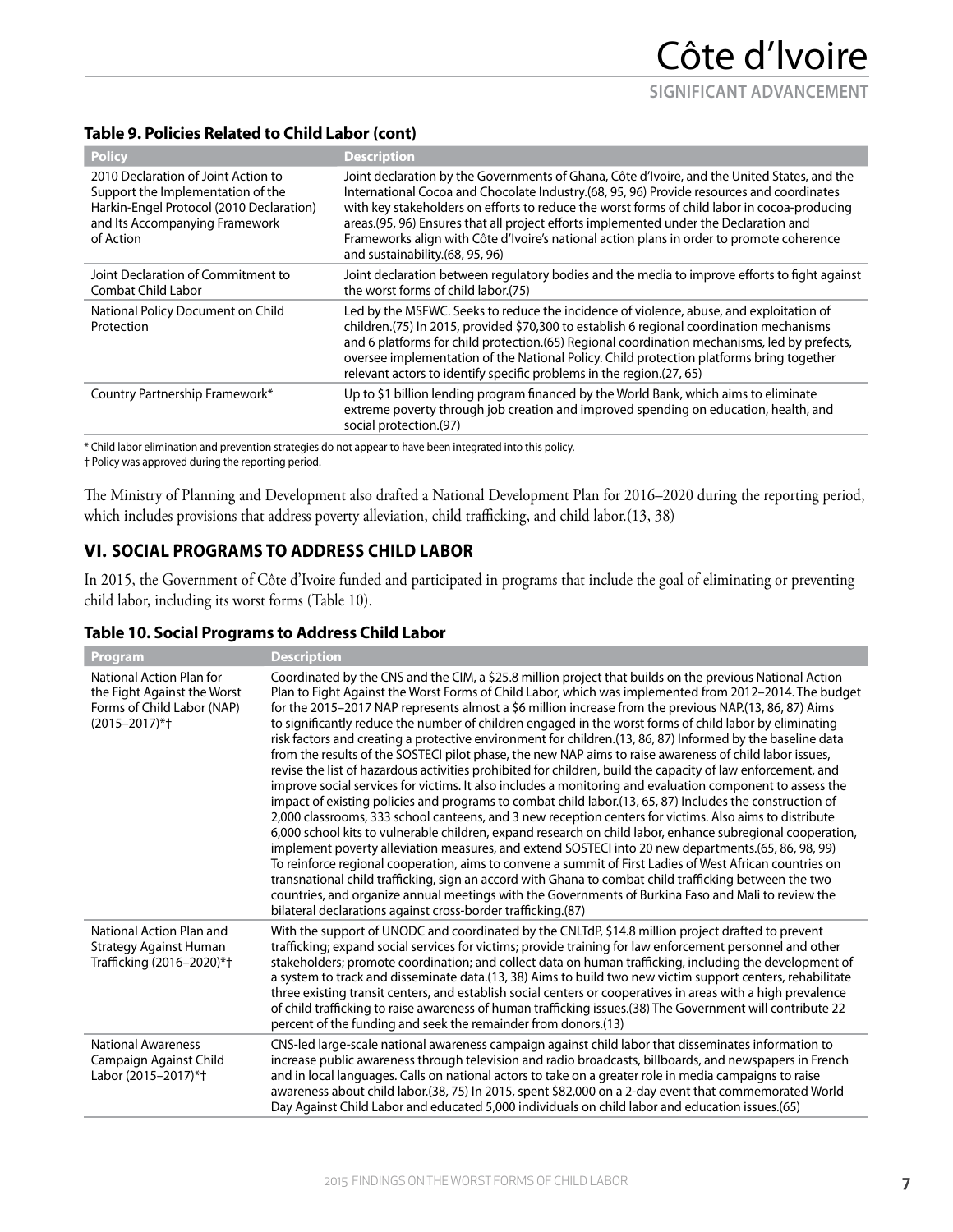### Table 9. Policies Related to Child Labor (cont)

| Policy | Description |
| --- | --- |
| 2010 Declaration of Joint Action to Support the Implementation of the Harkin-Engel Protocol (2010 Declaration) and Its Accompanying Framework of Action | Joint declaration by the Governments of Ghana, Côte d'Ivoire, and the United States, and the International Cocoa and Chocolate Industry.(68, 95, 96) Provide resources and coordinates with key stakeholders on efforts to reduce the worst forms of child labor in cocoa-producing areas.(95, 96) Ensures that all project efforts implemented under the Declaration and Frameworks align with Côte d'Ivoire's national action plans in order to promote coherence and sustainability.(68, 95, 96) |
| Joint Declaration of Commitment to Combat Child Labor | Joint declaration between regulatory bodies and the media to improve efforts to fight against the worst forms of child labor.(75) |
| National Policy Document on Child Protection | Led by the MSFWC. Seeks to reduce the incidence of violence, abuse, and exploitation of children.(75) In 2015, provided $70,300 to establish 6 regional coordination mechanisms and 6 platforms for child protection.(65) Regional coordination mechanisms, led by prefects, oversee implementation of the National Policy. Child protection platforms bring together relevant actors to identify specific problems in the region.(27, 65) |
| Country Partnership Framework* | Up to $1 billion lending program financed by the World Bank, which aims to eliminate extreme poverty through job creation and improved spending on education, health, and social protection.(97) |

\* Child labor elimination and prevention strategies do not appear to have been integrated into this policy.
† Policy was approved during the reporting period.

The Ministry of Planning and Development also drafted a National Development Plan for 2016–2020 during the reporting period, which includes provisions that address poverty alleviation, child trafficking, and child labor.(13, 38)

## VI. SOCIAL PROGRAMS TO ADDRESS CHILD LABOR

In 2015, the Government of Côte d'Ivoire funded and participated in programs that include the goal of eliminating or preventing child labor, including its worst forms (Table 10).

### Table 10. Social Programs to Address Child Labor

| Program | Description |
| --- | --- |
| National Action Plan for the Fight Against the Worst Forms of Child Labor (NAP) (2015–2017)*† | Coordinated by the CNS and the CIM, a $25.8 million project that builds on the previous National Action Plan to Fight Against the Worst Forms of Child Labor, which was implemented from 2012–2014. The budget for the 2015–2017 NAP represents almost a $6 million increase from the previous NAP.(13, 86, 87) Aims to significantly reduce the number of children engaged in the worst forms of child labor by eliminating risk factors and creating a protective environment for children.(13, 86, 87) Informed by the baseline data from the results of the SOSTECI pilot phase, the new NAP aims to raise awareness of child labor issues, revise the list of hazardous activities prohibited for children, build the capacity of law enforcement, and improve social services for victims. It also includes a monitoring and evaluation component to assess the impact of existing policies and programs to combat child labor.(13, 65, 87) Includes the construction of 2,000 classrooms, 333 school canteens, and 3 new reception centers for victims. Also aims to distribute 6,000 school kits to vulnerable children, expand research on child labor, enhance subregional cooperation, implement poverty alleviation measures, and extend SOSTECI into 20 new departments.(65, 86, 98, 99) To reinforce regional cooperation, aims to convene a summit of First Ladies of West African countries on transnational child trafficking, sign an accord with Ghana to combat child trafficking between the two countries, and organize annual meetings with the Governments of Burkina Faso and Mali to review the bilateral declarations against cross-border trafficking.(87) |
| National Action Plan and Strategy Against Human Trafficking (2016–2020)*† | With the support of UNODC and coordinated by the CNLTdP, $14.8 million project drafted to prevent trafficking; expand social services for victims; provide training for law enforcement personnel and other stakeholders; promote coordination; and collect data on human trafficking, including the development of a system to track and disseminate data.(13, 38) Aims to build two new victim support centers, rehabilitate three existing transit centers, and establish social centers or cooperatives in areas with a high prevalence of child trafficking to raise awareness of human trafficking issues.(38) The Government will contribute 22 percent of the funding and seek the remainder from donors.(13) |
| National Awareness Campaign Against Child Labor (2015–2017)*† | CNS-led large-scale national awareness campaign against child labor that disseminates information to increase public awareness through television and radio broadcasts, billboards, and newspapers in French and in local languages. Calls on national actors to take on a greater role in media campaigns to raise awareness about child labor.(38, 75) In 2015, spent $82,000 on a 2-day event that commemorated World Day Against Child Labor and educated 5,000 individuals on child labor and education issues.(65) |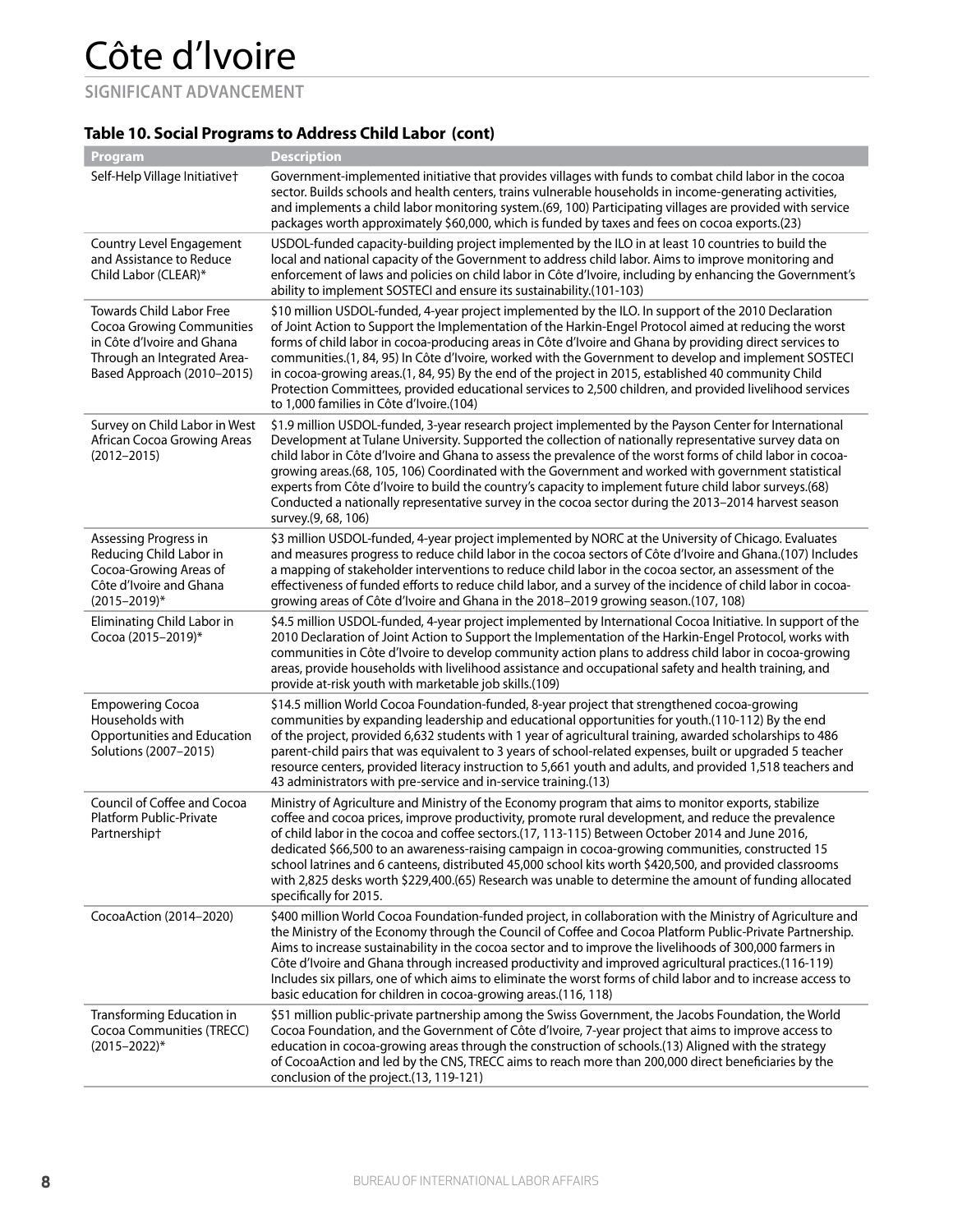# Côte d'Ivoire

**SIGNIFICANT ADVANCEMENT**

### Table 10. Social Programs to Address Child Labor (cont)

| Program | Description |
|---|---|
| Self-Help Village Initiative† | Government-implemented initiative that provides villages with funds to combat child labor in the cocoa sector. Builds schools and health centers, trains vulnerable households in income-generating activities, and implements a child labor monitoring system.(69, 100) Participating villages are provided with service packages worth approximately $60,000, which is funded by taxes and fees on cocoa exports.(23) |
| Country Level Engagement and Assistance to Reduce Child Labor (CLEAR)* | USDOL-funded capacity-building project implemented by the ILO in at least 10 countries to build the local and national capacity of the Government to address child labor. Aims to improve monitoring and enforcement of laws and policies on child labor in Côte d'Ivoire, including by enhancing the Government's ability to implement SOSTECI and ensure its sustainability.(101-103) |
| Towards Child Labor Free Cocoa Growing Communities in Côte d'Ivoire and Ghana Through an Integrated Area-Based Approach (2010–2015) | $10 million USDOL-funded, 4-year project implemented by the ILO. In support of the 2010 Declaration of Joint Action to Support the Implementation of the Harkin-Engel Protocol aimed at reducing the worst forms of child labor in cocoa-producing areas in Côte d'Ivoire and Ghana by providing direct services to communities.(1, 84, 95) In Côte d'Ivoire, worked with the Government to develop and implement SOSTECI in cocoa-growing areas.(1, 84, 95) By the end of the project in 2015, established 40 community Child Protection Committees, provided educational services to 2,500 children, and provided livelihood services to 1,000 families in Côte d'Ivoire.(104) |
| Survey on Child Labor in West African Cocoa Growing Areas (2012–2015) | $1.9 million USDOL-funded, 3-year research project implemented by the Payson Center for International Development at Tulane University. Supported the collection of nationally representative survey data on child labor in Côte d'Ivoire and Ghana to assess the prevalence of the worst forms of child labor in cocoa-growing areas.(68, 105, 106) Coordinated with the Government and worked with government statistical experts from Côte d'Ivoire to build the country's capacity to implement future child labor surveys.(68) Conducted a nationally representative survey in the cocoa sector during the 2013–2014 harvest season survey.(9, 68, 106) |
| Assessing Progress in Reducing Child Labor in Cocoa-Growing Areas of Côte d'Ivoire and Ghana (2015–2019)* | $3 million USDOL-funded, 4-year project implemented by NORC at the University of Chicago. Evaluates and measures progress to reduce child labor in the cocoa sectors of Côte d'Ivoire and Ghana.(107) Includes a mapping of stakeholder interventions to reduce child labor in the cocoa sector, an assessment of the effectiveness of funded efforts to reduce child labor, and a survey of the incidence of child labor in cocoa-growing areas of Côte d'Ivoire and Ghana in the 2018–2019 growing season.(107, 108) |
| Eliminating Child Labor in Cocoa (2015–2019)* | $4.5 million USDOL-funded, 4-year project implemented by International Cocoa Initiative. In support of the 2010 Declaration of Joint Action to Support the Implementation of the Harkin-Engel Protocol, works with communities in Côte d'Ivoire to develop community action plans to address child labor in cocoa-growing areas, provide households with livelihood assistance and occupational safety and health training, and provide at-risk youth with marketable job skills.(109) |
| Empowering Cocoa Households with Opportunities and Education Solutions (2007–2015) | $14.5 million World Cocoa Foundation-funded, 8-year project that strengthened cocoa-growing communities by expanding leadership and educational opportunities for youth.(110-112) By the end of the project, provided 6,632 students with 1 year of agricultural training, awarded scholarships to 486 parent-child pairs that was equivalent to 3 years of school-related expenses, built or upgraded 5 teacher resource centers, provided literacy instruction to 5,661 youth and adults, and provided 1,518 teachers and 43 administrators with pre-service and in-service training.(13) |
| Council of Coffee and Cocoa Platform Public-Private Partnership† | Ministry of Agriculture and Ministry of the Economy program that aims to monitor exports, stabilize coffee and cocoa prices, improve productivity, promote rural development, and reduce the prevalence of child labor in the cocoa and coffee sectors.(17, 113-115) Between October 2014 and June 2016, dedicated $66,500 to an awareness-raising campaign in cocoa-growing communities, constructed 15 school latrines and 6 canteens, distributed 45,000 school kits worth $420,500, and provided classrooms with 2,825 desks worth $229,400.(65) Research was unable to determine the amount of funding allocated specifically for 2015. |
| CocoaAction (2014–2020) | $400 million World Cocoa Foundation-funded project, in collaboration with the Ministry of Agriculture and the Ministry of the Economy through the Council of Coffee and Cocoa Platform Public-Private Partnership. Aims to increase sustainability in the cocoa sector and to improve the livelihoods of 300,000 farmers in Côte d'Ivoire and Ghana through increased productivity and improved agricultural practices.(116-119) Includes six pillars, one of which aims to eliminate the worst forms of child labor and to increase access to basic education for children in cocoa-growing areas.(116, 118) |
| Transforming Education in Cocoa Communities (TRECC) (2015–2022)* | $51 million public-private partnership among the Swiss Government, the Jacobs Foundation, the World Cocoa Foundation, and the Government of Côte d'Ivoire, 7-year project that aims to improve access to education in cocoa-growing areas through the construction of schools.(13) Aligned with the strategy of CocoaAction and led by the CNS, TRECC aims to reach more than 200,000 direct beneficiaries by the conclusion of the project.(13, 119-121) |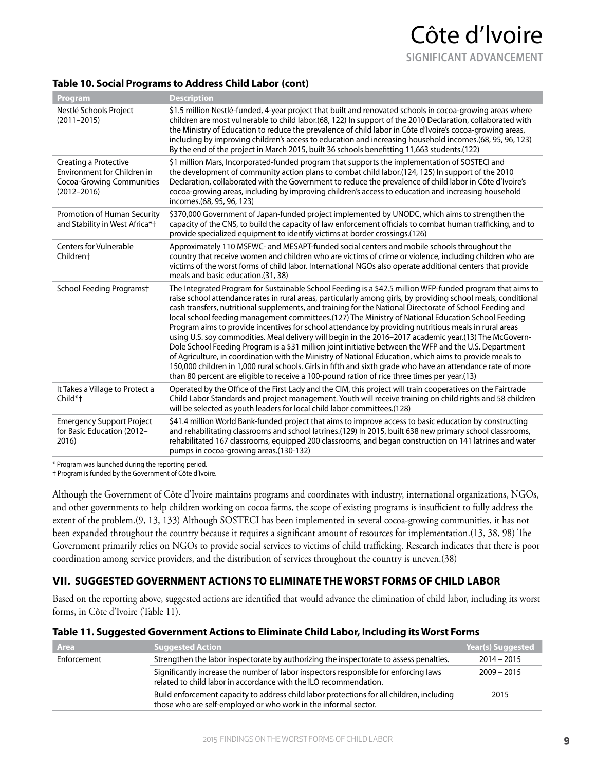**Table 10. Social Programs to Address Child Labor (cont)**

| Program | Description |
|---|---|
| Nestlé Schools Project (2011–2015) | $1.5 million Nestlé-funded, 4-year project that built and renovated schools in cocoa-growing areas where children are most vulnerable to child labor.(68, 122) In support of the 2010 Declaration, collaborated with the Ministry of Education to reduce the prevalence of child labor in Côte d'Ivoire's cocoa-growing areas, including by improving children's access to education and increasing household incomes.(68, 95, 96, 123) By the end of the project in March 2015, built 36 schools benefitting 11,663 students.(122) |
| Creating a Protective Environment for Children in Cocoa-Growing Communities (2012–2016) | $1 million Mars, Incorporated-funded program that supports the implementation of SOSTECI and the development of community action plans to combat child labor.(124, 125) In support of the 2010 Declaration, collaborated with the Government to reduce the prevalence of child labor in Côte d'Ivoire's cocoa-growing areas, including by improving children's access to education and increasing household incomes.(68, 95, 96, 123) |
| Promotion of Human Security and Stability in West Africa*† | $370,000 Government of Japan-funded project implemented by UNODC, which aims to strengthen the capacity of the CNS, to build the capacity of law enforcement officials to combat human trafficking, and to provide specialized equipment to identify victims at border crossings.(126) |
| Centers for Vulnerable Children† | Approximately 110 MSFWC- and MESAPT-funded social centers and mobile schools throughout the country that receive women and children who are victims of crime or violence, including children who are victims of the worst forms of child labor. International NGOs also operate additional centers that provide meals and basic education.(31, 38) |
| School Feeding Programs† | The Integrated Program for Sustainable School Feeding is a $42.5 million WFP-funded program that aims to raise school attendance rates in rural areas, particularly among girls, by providing school meals, conditional cash transfers, nutritional supplements, and training for the National Directorate of School Feeding and local school feeding management committees.(127) The Ministry of National Education School Feeding Program aims to provide incentives for school attendance by providing nutritious meals in rural areas using U.S. soy commodities. Meal delivery will begin in the 2016–2017 academic year.(13) The McGovern-Dole School Feeding Program is a $31 million joint initiative between the WFP and the U.S. Department of Agriculture, in coordination with the Ministry of National Education, which aims to provide meals to 150,000 children in 1,000 rural schools. Girls in fifth and sixth grade who have an attendance rate of more than 80 percent are eligible to receive a 100-pound ration of rice three times per year.(13) |
| It Takes a Village to Protect a Child*† | Operated by the Office of the First Lady and the CIM, this project will train cooperatives on the Fairtrade Child Labor Standards and project management. Youth will receive training on child rights and 58 children will be selected as youth leaders for local child labor committees.(128) |
| Emergency Support Project for Basic Education (2012–2016) | $41.4 million World Bank-funded project that aims to improve access to basic education by constructing and rehabilitating classrooms and school latrines.(129) In 2015, built 638 new primary school classrooms, rehabilitated 167 classrooms, equipped 200 classrooms, and began construction on 141 latrines and water pumps in cocoa-growing areas.(130-132) |

\* Program was launched during the reporting period.
† Program is funded by the Government of Côte d'Ivoire.

Although the Government of Côte d'Ivoire maintains programs and coordinates with industry, international organizations, NGOs, and other governments to help children working on cocoa farms, the scope of existing programs is insufficient to fully address the extent of the problem.(9, 13, 133) Although SOSTECI has been implemented in several cocoa-growing communities, it has not been expanded throughout the country because it requires a significant amount of resources for implementation.(13, 38, 98) The Government primarily relies on NGOs to provide social services to victims of child trafficking. Research indicates that there is poor coordination among service providers, and the distribution of services throughout the country is uneven.(38)

## VII. SUGGESTED GOVERNMENT ACTIONS TO ELIMINATE THE WORST FORMS OF CHILD LABOR

Based on the reporting above, suggested actions are identified that would advance the elimination of child labor, including its worst forms, in Côte d'Ivoire (Table 11).

**Table 11. Suggested Government Actions to Eliminate Child Labor, Including its Worst Forms**

| Area | Suggested Action | Year(s) Suggested |
|---|---|---|
| Enforcement | Strengthen the labor inspectorate by authorizing the inspectorate to assess penalties. | 2014 – 2015 |
| | Significantly increase the number of labor inspectors responsible for enforcing laws related to child labor in accordance with the ILO recommendation. | 2009 – 2015 |
| | Build enforcement capacity to address child labor protections for all children, including those who are self-employed or who work in the informal sector. | 2015 |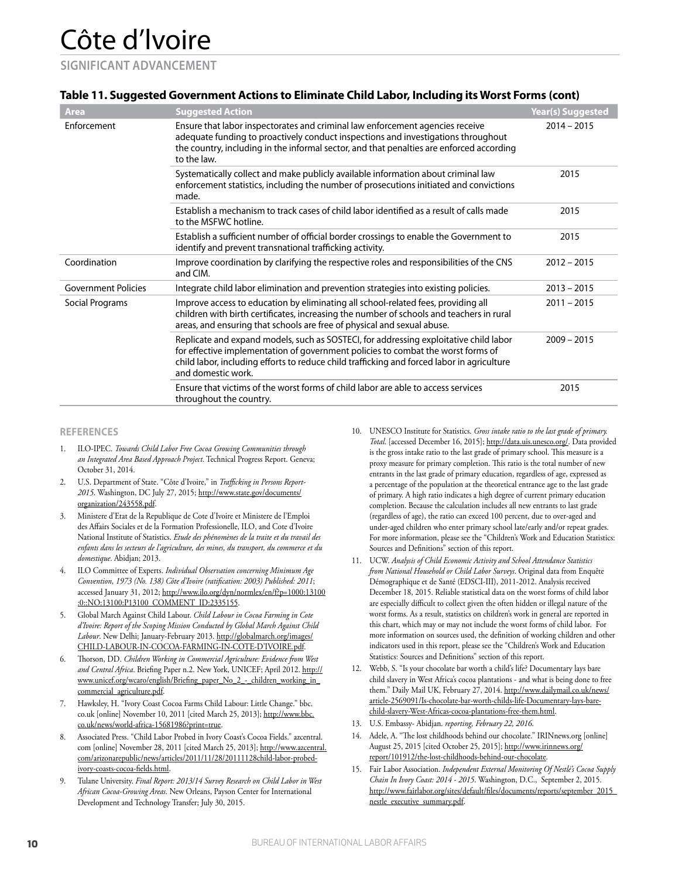# Côte d'Ivoire

## SIGNIFICANT ADVANCEMENT

### Table 11. Suggested Government Actions to Eliminate Child Labor, Including its Worst Forms (cont)

| Area | Suggested Action | Year(s) Suggested |
|---|---|---|
| Enforcement | Ensure that labor inspectorates and criminal law enforcement agencies receive adequate funding to proactively conduct inspections and investigations throughout the country, including in the informal sector, and that penalties are enforced according to the law. | 2014 – 2015 |
| | Systematically collect and make publicly available information about criminal law enforcement statistics, including the number of prosecutions initiated and convictions made. | 2015 |
| | Establish a mechanism to track cases of child labor identified as a result of calls made to the MSFWC hotline. | 2015 |
| | Establish a sufficient number of official border crossings to enable the Government to identify and prevent transnational trafficking activity. | 2015 |
| Coordination | Improve coordination by clarifying the respective roles and responsibilities of the CNS and CIM. | 2012 – 2015 |
| Government Policies | Integrate child labor elimination and prevention strategies into existing policies. | 2013 – 2015 |
| Social Programs | Improve access to education by eliminating all school-related fees, providing all children with birth certificates, increasing the number of schools and teachers in rural areas, and ensuring that schools are free of physical and sexual abuse. | 2011 – 2015 |
| | Replicate and expand models, such as SOSTECI, for addressing exploitative child labor for effective implementation of government policies to combat the worst forms of child labor, including efforts to reduce child trafficking and forced labor in agriculture and domestic work. | 2009 – 2015 |
| | Ensure that victims of the worst forms of child labor are able to access services throughout the country. | 2015 |

## REFERENCES

1. ILO-IPEC. *Towards Child Labor Free Cocoa Growing Communities through an Integrated Area Based Approach Project*. Technical Progress Report. Geneva; October 31, 2014.
2. U.S. Department of State. "Côte d'Ivoire," in *Trafficking in Persons Report- 2015*. Washington, DC July 27, 2015; http://www.state.gov/documents/organization/243558.pdf.
3. Ministere d'Etat de la Republique de Cote d'Ivoire et Ministere de l'Emploi des Affairs Sociales et de la Formation Professionelle, ILO, and Cote d'Ivoire National Institute of Statistics. *Etude des phénomènes de la traite et du travail des enfants dans les secteurs de l'agriculture, des mines, du transport, du commerce et du domestique*. Abidjan; 2013.
4. ILO Committee of Experts. *Individual Observation concerning Minimum Age Convention, 1973 (No. 138) Côte d'Ivoire (ratification: 2003) Published: 2011*; accessed January 31, 2012; http://www.ilo.org/dyn/normlex/en/f?p=1000:13100:0::NO:13100:P13100_COMMENT_ID:2335155.
5. Global March Against Child Labour. *Child Labour in Cocoa Farming in Cote d'Ivoire: Report of the Scoping Mission Conducted by Global March Against Child Labour*. New Delhi; January-February 2013. http://globalmarch.org/images/CHILD-LABOUR-IN-COCOA-FARMING-IN-COTE-D'IVOIRE.pdf.
6. Thorson, DD. *Children Working in Commercial Agriculture: Evidence from West and Central Africa*. Briefing Paper n.2. New York, UNICEF; April 2012. http://www.unicef.org/wcaro/english/Briefing_paper_No_2_-_children_working_in_commercial_agriculture.pdf.
7. Hawksley, H. "Ivory Coast Cocoa Farms Child Labour: Little Change." bbc.co.uk [online] November 10, 2011 [cited March 25, 2013]; http://www.bbc.co.uk/news/world-africa-15681986?print=true.
8. Associated Press. "Child Labor Probed in Ivory Coast's Cocoa Fields." azcentral.com [online] November 28, 2011 [cited March 25, 2013]; http://www.azcentral.com/arizonarepublic/news/articles/2011/11/28/20111128child-labor-probed-ivory-coasts-cocoa-fields.html.
9. Tulane University. *Final Report: 2013/14 Survey Research on Child Labor in West African Cocoa-Growing Areas*. New Orleans, Payson Center for International Development and Technology Transfer; July 30, 2015.
10. UNESCO Institute for Statistics. *Gross intake ratio to the last grade of primary. Total*. [accessed December 16, 2015]; http://data.uis.unesco.org/. Data provided is the gross intake ratio to the last grade of primary school. This measure is a proxy measure for primary completion. This ratio is the total number of new entrants in the last grade of primary education, regardless of age, expressed as a percentage of the population at the theoretical entrance age to the last grade of primary. A high ratio indicates a high degree of current primary education completion. Because the calculation includes all new entrants to last grade (regardless of age), the ratio can exceed 100 percent, due to over-aged and under-aged children who enter primary school late/early and/or repeat grades. For more information, please see the "Children's Work and Education Statistics: Sources and Definitions" section of this report.
11. UCW. *Analysis of Child Economic Activity and School Attendance Statistics from National Household or Child Labor Surveys*. Original data from Enquête Démographique et de Santé (EDSCI-III), 2011-2012. Analysis received December 18, 2015. Reliable statistical data on the worst forms of child labor are especially difficult to collect given the often hidden or illegal nature of the worst forms. As a result, statistics on children's work in general are reported in this chart, which may or may not include the worst forms of child labor. For more information on sources used, the definition of working children and other indicators used in this report, please see the "Children's Work and Education Statistics: Sources and Definitions" section of this report.
12. Webb, S. "Is your chocolate bar worth a child's life? Documentary lays bare child slavery in West Africa's cocoa plantations - and what is being done to free them." Daily Mail UK, February 27, 2014. http://www.dailymail.co.uk/news/article-2569091/Is-chocolate-bar-worth-childs-life-Documentary-lays-bare-child-slavery-West-Africas-cocoa-plantations-free-them.html.
13. U.S. Embassy- Abidjan. *reporting, February 22, 2016*.
14. Adele, A. "The lost childhoods behind our chocolate." IRINnews.org [online] August 25, 2015 [cited October 25, 2015]; http://www.irinnews.org/report/101912/the-lost-childhoods-behind-our-chocolate.
15. Fair Labor Association. *Independent External Monitoring Of Nestlé's Cocoa Supply Chain In Ivory Coast: 2014 - 2015*. Washington, D.C., September 2, 2015. http://www.fairlabor.org/sites/default/files/documents/reports/september_2015_nestle_executive_summary.pdf.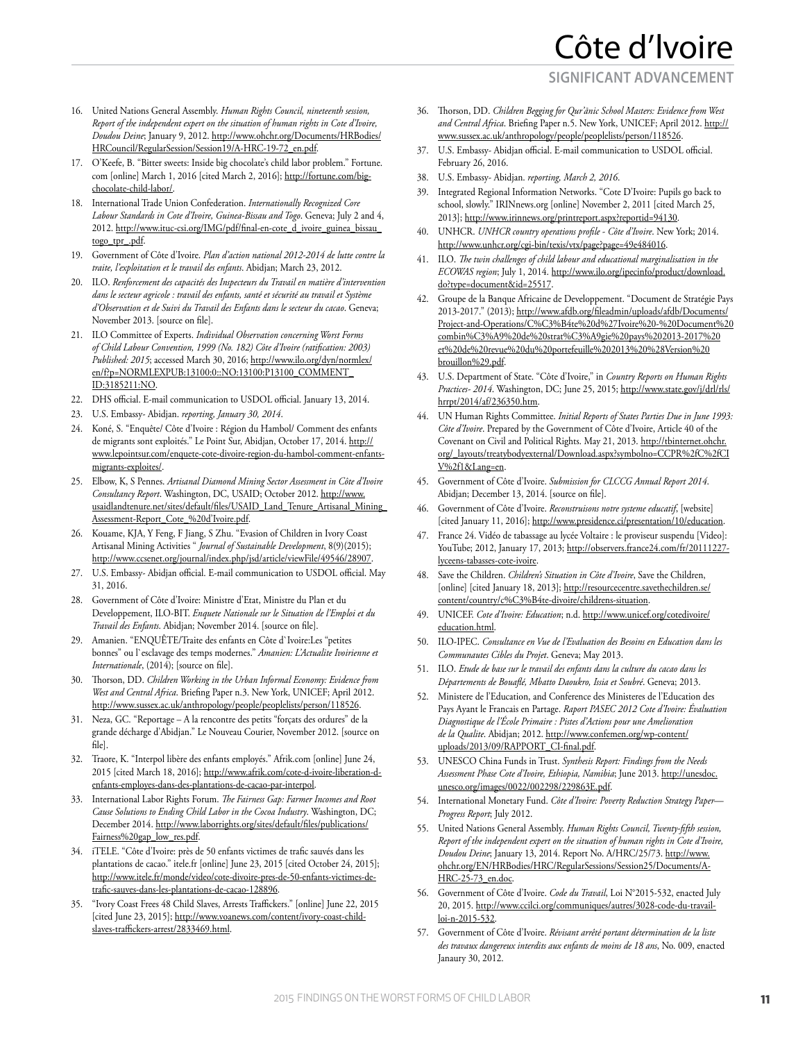16. United Nations General Assembly. *Human Rights Council, nineteenth session, Report of the independent expert on the situation of human rights in Cote d'Ivoire, Doudou Deine*; January 9, 2012. http://www.ohchr.org/Documents/HRBodies/HRCouncil/RegularSession/Session19/A-HRC-19-72_en.pdf.
17. O'Keefe, B. "Bitter sweets: Inside big chocolate's child labor problem." Fortune.com [online] March 1, 2016 [cited March 2, 2016]; http://fortune.com/big-chocolate-child-labor/.
18. International Trade Union Confederation. *Internationally Recognized Core Labour Standards in Cote d'Ivoire, Guinea-Bissau and Togo*. Geneva; July 2 and 4, 2012. http://www.ituc-csi.org/IMG/pdf/final-en-cote_d_ivoire_guinea_bissau_togo_tpr_.pdf.
19. Government of Côte d'Ivoire. *Plan d'action national 2012-2014 de lutte contre la traite, l'exploitation et le travail des enfants*. Abidjan; March 23, 2012.
20. ILO. *Renforcement des capacités des Inspecteurs du Travail en matière d'intervention dans le secteur agricole : travail des enfants, santé et sécurité au travail et Système d'Observation et de Suivi du Travail des Enfants dans le secteur du cacao*. Geneva; November 2013. [source on file].
21. ILO Committee of Experts. *Individual Observation concerning Worst Forms of Child Labour Convention, 1999 (No. 182) Côte d'Ivoire (ratification: 2003) Published: 2015*; accessed March 30, 2016; http://www.ilo.org/dyn/normlex/en/f?p=NORMLEXPUB:13100:0::NO:13100:P13100_COMMENT_ID:3185211:NO.
22. DHS official. E-mail communication to USDOL official. January 13, 2014.
23. U.S. Embassy- Abidjan. *reporting, January 30, 2014*.
24. Koné, S. "Enquête/ Côte d'Ivoire : Région du Hambol/ Comment des enfants de migrants sont exploités." Le Point Sur, Abidjan, October 17, 2014. http://www.lepointsur.com/enquete-cote-divoire-region-du-hambol-comment-enfants-migrants-exploites/.
25. Elbow, K, S Pennes. *Artisanal Diamond Mining Sector Assessment in Côte d'Ivoire Consultancy Report*. Washington, DC, USAID; October 2012. http://www.usaidlandtenure.net/sites/default/files/USAID_Land_Tenure_Artisanal_Mining_Assessment-Report_Cote_%20d'Ivoire.pdf.
26. Kouame, KJA, Y Feng, F Jiang, S Zhu. "Evasion of Children in Ivory Coast Artisanal Mining Activities " *Journal of Sustainable Development*, 8(9)(2015); http://www.ccsenet.org/journal/index.php/jsd/article/viewFile/49546/28907.
27. U.S. Embassy- Abidjan official. E-mail communication to USDOL official. May 31, 2016.
28. Government of Côte d'Ivoire: Ministre d'Etat, Ministre du Plan et du Developpement, ILO-BIT. *Enquete Nationale sur le Situation de l'Emploi et du Travail des Enfants*. Abidjan; November 2014. [source on file].
29. Amanien. "ENQUÊTE/Traite des enfants en Côte d`Ivoire:Les "petites bonnes" ou l`esclavage des temps modernes." *Amanien: L'Actualite Ivoirienne et Internationale*, (2014); [source on file].
30. Thorson, DD. *Children Working in the Urban Informal Economy: Evidence from West and Central Africa*. Briefing Paper n.3. New York, UNICEF; April 2012. http://www.sussex.ac.uk/anthropology/people/peoplelists/person/118526.
31. Neza, GC. "Reportage – A la rencontre des petits "forçats des ordures" de la grande décharge d'Abidjan." Le Nouveau Courier, November 2012. [source on file].
32. Traore, K. "Interpol libère des enfants employés." Afrik.com [online] June 24, 2015 [cited March 18, 2016]; http://www.afrik.com/cote-d-ivoire-liberation-d-enfants-employes-dans-des-plantations-de-cacao-par-interpol.
33. International Labor Rights Forum. *The Fairness Gap: Farmer Incomes and Root Cause Solutions to Ending Child Labor in the Cocoa Industry*. Washington, DC; December 2014. http://www.laborrights.org/sites/default/files/publications/Fairness%20gap_low_res.pdf.
34. iTELE. "Côte d'Ivoire: près de 50 enfants victimes de trafic sauvés dans les plantations de cacao." itele.fr [online] June 23, 2015 [cited October 24, 2015]; http://www.itele.fr/monde/video/cote-divoire-pres-de-50-enfants-victimes-de-trafic-sauves-dans-les-plantations-de-cacao-128896.
35. "Ivory Coast Frees 48 Child Slaves, Arrests Traffickers." [online] June 22, 2015 [cited June 23, 2015]; http://www.voanews.com/content/ivory-coast-child-slaves-traffickers-arrest/2833469.html.
36. Thorson, DD. *Children Begging for Qur'ānic School Masters: Evidence from West and Central Africa*. Briefing Paper n.5. New York, UNICEF; April 2012. http://www.sussex.ac.uk/anthropology/people/peoplelists/person/118526.
37. U.S. Embassy- Abidjan official. E-mail communication to USDOL official. February 26, 2016.
38. U.S. Embassy- Abidjan. *reporting, March 2, 2016*.
39. Integrated Regional Information Networks. "Cote D'Ivoire: Pupils go back to school, slowly." IRINnews.org [online] November 2, 2011 [cited March 25, 2013]; http://www.irinnews.org/printreport.aspx?reportid=94130.
40. UNHCR. *UNHCR country operations profile - Côte d'Ivoire*. New York; 2014. http://www.unhcr.org/cgi-bin/texis/vtx/page?page=49e484016.
41. ILO. *The twin challenges of child labour and educational marginalisation in the ECOWAS region*; July 1, 2014. http://www.ilo.org/ipecinfo/product/download.do?type=document&id=25517.
42. Groupe de la Banque Africaine de Developpement. "Document de Stratégie Pays 2013-2017." (2013); http://www.afdb.org/fileadmin/uploads/afdb/Documents/Project-and-Operations/C%C3%B4te%20d%27Ivoire%20-%20Document%20combin%C3%A9%20de%20strat%C3%A9gie%20pays%202013-2017%20et%20de%20revue%20du%20portefeuille%202013%20%28Version%20brouillon%29.pdf.
43. U.S. Department of State. "Côte d'Ivoire," in *Country Reports on Human Rights Practices- 2014*. Washington, DC; June 25, 2015; http://www.state.gov/j/drl/rls/hrrpt/2014/af/236350.htm.
44. UN Human Rights Committee. *Initial Reports of States Parties Due in June 1993: Côte d'Ivoire*. Prepared by the Government of Côte d'Ivoire, Article 40 of the Covenant on Civil and Political Rights. May 21, 2013. http://tbinternet.ohchr.org/_layouts/treatybodyexternal/Download.aspx?symbolno=CCPR%2fC%2fCIV%2f1&Lang=en.
45. Government of Côte d'Ivoire. *Submission for CLCCG Annual Report 2014*. Abidjan; December 13, 2014. [source on file].
46. Government of Côte d'Ivoire. *Reconstruisons notre systeme educatif*, [website] [cited January 11, 2016]; http://www.presidence.ci/presentation/10/education.
47. France 24. Vidéo de tabassage au lycée Voltaire : le proviseur suspendu [Video]: YouTube; 2012, January 17, 2013; http://observers.france24.com/fr/20111227-lyceens-tabasses-cote-ivoire.
48. Save the Children. *Children's Situation in Côte d'Ivoire*, Save the Children, [online] [cited January 18, 2013]; http://resourcecentre.savethechildren.se/content/country/c%C3%B4te-divoire/childrens-situation.
49. UNICEF. *Cote d'Ivoire: Education*; n.d. http://www.unicef.org/cotedivoire/education.html.
50. ILO-IPEC. *Consultance en Vue de l'Evaluation des Besoins en Education dans les Communautes Cibles du Projet*. Geneva; May 2013.
51. ILO. *Etude de base sur le travail des enfants dans la culture du cacao dans les Départements de Bouaflé, Mbatto Daoukro, Issia et Soubré*. Geneva; 2013.
52. Ministere de l'Education, and Conference des Ministeres de l'Education des Pays Ayant le Francais en Partage. *Raport PASEC 2012 Cote d'Ivoire: Évaluation Diagnostique de l'École Primaire : Pistes d'Actions pour une Amelioration de la Qualite*. Abidjan; 2012. http://www.confemen.org/wp-content/uploads/2013/09/RAPPORT_CI-final.pdf.
53. UNESCO China Funds in Trust. *Synthesis Report: Findings from the Needs Assessment Phase Cote d'Ivoire, Ethiopia, Namibia*; June 2013. http://unesdoc.unesco.org/images/0022/002298/229863E.pdf.
54. International Monetary Fund. *Côte d'Ivoire: Poverty Reduction Strategy Paper—Progress Report*; July 2012.
55. United Nations General Assembly. *Human Rights Council, Twenty-fifth session, Report of the independent expert on the situation of human rights in Cote d'Ivoire, Doudou Deine*; January 13, 2014. Report No. A/HRC/25/73. http://www.ohchr.org/EN/HRBodies/HRC/RegularSessions/Session25/Documents/A-HRC-25-73_en.doc.
56. Government of Côte d'Ivoire. *Code du Travail*, Loi N°2015-532, enacted July 20, 2015. http://www.ccilci.org/communiques/autres/3028-code-du-travail-loi-n-2015-532.
57. Government of Côte d'Ivoire. *Révisant arrêté portant détermination de la liste des travaux dangereux interdits aux enfants de moins de 18 ans*, No. 009, enacted Janaury 30, 2012.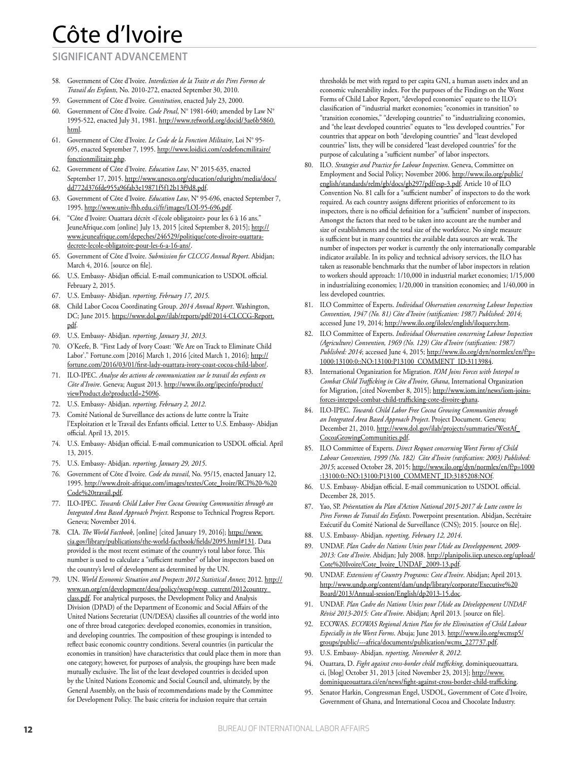# Côte d'Ivoire

## SIGNIFICANT ADVANCEMENT

58. Government of Côte d'Ivoire. *Interdiction de la Traite et des Pires Formes de Travail des Enfants*, No. 2010-272, enacted September 30, 2010.
59. Government of Côte d'Ivoire. *Constitution*, enacted July 23, 2000.
60. Government of Côte d'Ivoire. *Code Penal*, N° 1981-640; amended by Law N° 1995-522, enacted July 31, 1981. http://www.refworld.org/docid/3ae6b5860.html.
61. Government of Côte d'Ivoire. *Le Code de la Fonction Militaire*, Loi N° 95-695, enacted September 7, 1995. http://www.loidici.com/codefoncmilitaire/fonctionmilitaire.php.
62. Government of Côte d'Ivoire. *Education Law*, N° 2015-635, enacted September 17, 2015. http://www.unesco.org/education/edurights/media/docs/dd772d376fde955a96fab3e19871f5f12b13f9d8.pdf.
63. Government of Côte d'Ivoire. *Education Law*, N° 95-696, enacted September 7, 1995. http://www.univ-fhb.edu.ci/fr/images/LOI-95-696.pdf.
64. "Côte d'Ivoire: Ouattara décrèt <l'école obligatoire> pour les 6 à 16 ans." JeuneAfrique.com [online] July 13, 2015 [cited September 8, 2015]; http://www.jeuneafrique.com/depeches/246529/politique/cote-divoire-ouattara-decrete-lecole-obligatoire-pour-les-6-a-16-ans/.
65. Government of Côte d'Ivoire. *Submission for CLCCG Annual Report*. Abidjan; March 4, 2016. [source on file].
66. U.S. Embassy- Abidjan official. E-mail communication to USDOL official. February 2, 2015.
67. U.S. Embassy- Abidjan. *reporting, February 17, 2015*.
68. Child Labor Cocoa Coordinating Group. *2014 Annual Report*. Washington, DC; June 2015. https://www.dol.gov/ilab/reports/pdf/2014-CLCCG-Report.pdf.
69. U.S. Embassy- Abidjan. *reporting, January 31, 2013*.
70. O'Keefe, B. "First Lady of Ivory Coast: 'We Are on Track to Eliminate Child Labor'." Fortune.com [2016] March 1, 2016 [cited March 1, 2016]; http://fortune.com/2016/03/01/first-lady-ouattara-ivory-coast-cocoa-child-labor/.
71. ILO-IPEC. *Analyse des actions de communication sur le travail des enfants en Côte d'Ivoire*. Geneva; August 2013. http://www.ilo.org/ipecinfo/product/viewProduct.do?productId=25096.
72. U.S. Embassy- Abidjan. *reporting, February 2, 2012*.
73. Comité National de Surveillance des actions de lutte contre la Traite l'Exploitation et le Travail des Enfants official. Letter to U.S. Embassy- Abidjan official. April 13, 2015.
74. U.S. Embassy- Abidjan official. E-mail communication to USDOL official. April 13, 2015.
75. U.S. Embassy- Abidjan. *reporting, January 29, 2015*.
76. Government of Côte d'Ivoire. *Code du travail*, No. 95/15, enacted January 12, 1995. http://www.droit-afrique.com/images/textes/Cote_Ivoire/RCI%20-%20Code%20travail.pdf.
77. ILO-IPEC. *Towards Child Labor Free Cocoa Growing Communities through an Integrated Area Based Approach Project*. Response to Technical Progress Report. Geneva; November 2014.
78. CIA. *The World Factbook*, [online] [cited January 19, 2016]; https://www.cia.gov/library/publications/the-world-factbook/fields/2095.html#131. Data provided is the most recent estimate of the country's total labor force. This number is used to calculate a "sufficient number" of labor inspectors based on the country's level of development as determined by the UN.
79. UN. *World Economic Situation and Prospects 2012 Statistical Annex*; 2012. http://www.un.org/en/development/desa/policy/wesp/wesp_current/2012country_class.pdf. For analytical purposes, the Development Policy and Analysis Division (DPAD) of the Department of Economic and Social Affairs of the United Nations Secretariat (UN/DESA) classifies all countries of the world into one of three broad categories: developed economies, economies in transition, and developing countries. The composition of these groupings is intended to reflect basic economic country conditions. Several countries (in particular the economies in transition) have characteristics that could place them in more than one category; however, for purposes of analysis, the groupings have been made mutually exclusive. The list of the least developed countries is decided upon by the United Nations Economic and Social Council and, ultimately, by the General Assembly, on the basis of recommendations made by the Committee for Development Policy. The basic criteria for inclusion require that certain thresholds be met with regard to per capita GNI, a human assets index and an economic vulnerability index. For the purposes of the Findings on the Worst Forms of Child Labor Report, "developed economies" equate to the ILO's classification of "industrial market economies; "economies in transition" to "transition economies," "developing countries" to "industrializing economies, and "the least developed countries" equates to "less developed countries." For countries that appear on both "developing countries" and "least developed countries" lists, they will be considered "least developed countries" for the purpose of calculating a "sufficient number" of labor inspectors.
80. ILO. *Strategies and Practice for Labour Inspection*. Geneva, Committee on Employment and Social Policy; November 2006. http://www.ilo.org/public/english/standards/relm/gb/docs/gb297/pdf/esp-3.pdf. Article 10 of ILO Convention No. 81 calls for a "sufficient number" of inspectors to do the work required. As each country assigns different priorities of enforcement to its inspectors, there is no official definition for a "sufficient" number of inspectors. Amongst the factors that need to be taken into account are the number and size of establishments and the total size of the workforce. No single measure is sufficient but in many countries the available data sources are weak. The number of inspectors per worker is currently the only internationally comparable indicator available. In its policy and technical advisory services, the ILO has taken as reasonable benchmarks that the number of labor inspectors in relation to workers should approach: 1/10,000 in industrial market economies; 1/15,000 in industrializing economies; 1/20,000 in transition economies; and 1/40,000 in less developed countries.
81. ILO Committee of Experts. *Individual Observation concerning Labour Inspection Convention, 1947 (No. 81) Côte d'Ivoire (ratification: 1987) Published: 2014*; accessed June 19, 2014; http://www.ilo.org/ilolex/english/iloquery.htm.
82. ILO Committee of Experts. *Individual Observation concerning Labour Inspection (Agriculture) Convention, 1969 (No. 129) Côte d'Ivoire (ratification: 1987) Published: 2014*; accessed June 4, 2015; http://www.ilo.org/dyn/normlex/en/f?p=1000:13100:0::NO:13100:P13100_COMMENT_ID:3113984.
83. International Organization for Migration. *IOM Joins Forces with Interpol to Combat Child Trafficking in Côte d'Ivoire, Ghana*, International Organization for Migration, [cited November 8, 2015]; http://www.iom.int/news/iom-joins-forces-interpol-combat-child-trafficking-cote-divoire-ghana.
84. ILO-IPEC. *Towards Child Labor Free Cocoa Growing Communities through an Integrated Area Based Approach Project*. Project Document. Geneva; December 21, 2010. http://www.dol.gov/ilab/projects/summaries/WestAf_CocoaGrowingCommunities.pdf.
85. ILO Committee of Experts. *Direct Request concerning Worst Forms of Child Labour Convention, 1999 (No. 182) Côte d'Ivoire (ratification: 2003) Published: 2015*; accessed October 28, 2015; http://www.ilo.org/dyn/normlex/en/f?p=1000:13100:0::NO:13100:P13100_COMMENT_ID:3185208:NOf.
86. U.S. Embassy- Abidjan official. E-mail communication to USDOL official. December 28, 2015.
87. Yao, SP. *Présentation du Plan d'Action National 2015-2017 de Lutte contre les Pires Formes de Travail des Enfants*. Powerpoint presentation. Abidjan, Secrétaire Exécutif du Comité National de Surveillance (CNS); 2015. [source on file].
88. U.S. Embassy- Abidjan. *reporting, February 12, 2014*.
89. UNDAF. *Plan Cadre des Nations Unies pour l'Aide au Developpement, 2009-2013: Cote d'Ivoire*. Abidjan; July 2008. http://planipolis.iiep.unesco.org/upload/Cote%20Ivoire/Cote_Ivoire_UNDAF_2009-13.pdf.
90. UNDAF. *Extensions of Country Programs: Cote d'Ivoire*. Abidjan; April 2013. http://www.undp.org/content/dam/undp/library/corporate/Executive%20Board/2013/Annual-session/English/dp2013-15.doc.
91. UNDAF. *Plan Cadre des Nations Unies pour l'Aide au Développement UNDAF Révisé 2013-2015: Cote d'Ivoire*. Abidjan; April 2013. [source on file].
92. ECOWAS. *ECOWAS Regional Action Plan for the Elimination of Child Labour Especially in the Worst Forms*. Abuja; June 2013. http://www.ilo.org/wcmsp5/groups/public/---africa/documents/publication/wcms_227737.pdf.
93. U.S. Embassy- Abidjan. *reporting, November 8, 2012*.
94. Ouattara, D. *Fight against cross-border child trafficking*, dominiqueouattara.ci, [blog] October 31, 2013 [cited November 23, 2013]; http://www.dominiqueouattara.ci/en/news/fight-against-cross-border-child-trafficking.
95. Senator Harkin, Congressman Engel, USDOL, Government of Cote d'Ivoire, Government of Ghana, and International Cocoa and Chocolate Industry.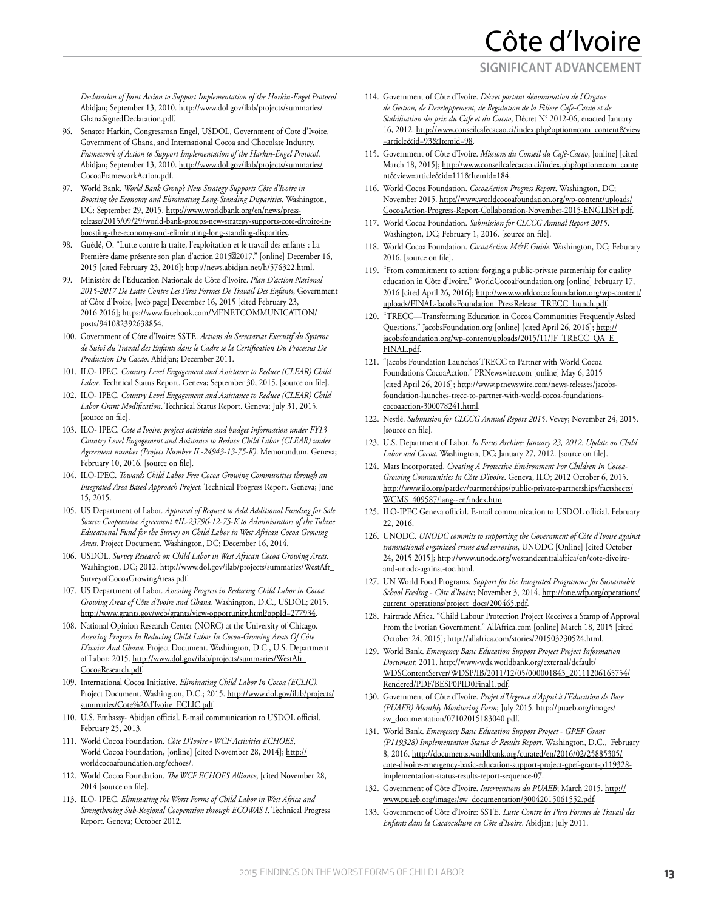*Declaration of Joint Action to Support Implementation of the Harkin-Engel Protocol*. Abidjan; September 13, 2010. http://www.dol.gov/ilab/projects/summaries/GhanaSignedDeclaration.pdf.

96. Senator Harkin, Congressman Engel, USDOL, Government of Cote d'Ivoire, Government of Ghana, and International Cocoa and Chocolate Industry. *Framework of Action to Support Implementation of the Harkin-Engel Protocol*. Abidjan; September 13, 2010. http://www.dol.gov/ilab/projects/summaries/CocoaFrameworkAction.pdf.
97. World Bank. *World Bank Group's New Strategy Supports Côte d'Ivoire in Boosting the Economy and Eliminating Long-Standing Disparities*. Washington, DC: September 29, 2015. http://www.worldbank.org/en/news/press-release/2015/09/29/world-bank-groups-new-strategy-supports-cote-divoire-in-boosting-the-economy-and-eliminating-long-standing-disparities.
98. Guédé, O. "Lutte contre la traite, l'exploitation et le travail des enfants : La Première dame présente son plan d'action 2015-2017." [online] December 16, 2015 [cited February 23, 2016]; http://news.abidjan.net/h/576322.html.
99. Ministère de l'Education Nationale de Côte d'Ivoire. *Plan D'action National 2015-2017 De Lutte Contre Les Pires Formes De Travail Des Enfants*, Government of Côte d'Ivoire, [web page] December 16, 2015 [cited February 23, 2016 2016]; https://www.facebook.com/MENETCOMMUNICATION/posts/941082392638854.
100. Government of Côte d'Ivoire: SSTE. *Actions du Secretariat Executif du Systeme de Suivi du Travail des Enfants dans le Cadre se la Certification Du Processus De Production Du Cacao*. Abidjan; December 2011.
101. ILO- IPEC. *Country Level Engagement and Assistance to Reduce (CLEAR) Child Labor*. Technical Status Report. Geneva; September 30, 2015. [source on file].
102. ILO- IPEC. *Country Level Engagement and Assistance to Reduce (CLEAR) Child Labor Grant Modification*. Technical Status Report. Geneva; July 31, 2015. [source on file].
103. ILO- IPEC. *Cote d'Ivoire: project activities and budget information under FY13 Country Level Engagement and Assistance to Reduce Child Labor (CLEAR) under Agreement number (Project Number IL-24943-13-75-K)*. Memorandum. Geneva; February 10, 2016. [source on file].
104. ILO-IPEC. *Towards Child Labor Free Cocoa Growing Communities through an Integrated Area Based Approach Project*. Technical Progress Report. Geneva; June 15, 2015.
105. US Department of Labor. *Approval of Request to Add Additional Funding for Sole Source Cooperative Agreement #IL-23796-12-75-K to Administrators of the Tulane Educational Fund for the Survey on Child Labor in West African Cocoa Growing Areas*. Project Document. Washington, DC; December 16, 2014.
106. USDOL. *Survey Research on Child Labor in West African Cocoa Growing Areas*. Washington, DC; 2012. http://www.dol.gov/ilab/projects/summaries/WestAfr_SurveyofCocoaGrowingAreas.pdf.
107. US Department of Labor. *Assessing Progress in Reducing Child Labor in Cocoa Growing Areas of Côte d'Ivoire and Ghana*. Washington, D.C., USDOL; 2015. http://www.grants.gov/web/grants/view-opportunity.html?oppId=277934.
108. National Opinion Research Center (NORC) at the University of Chicago. *Assessing Progress In Reducing Child Labor In Cocoa-Growing Areas Of Côte D'ivoire And Ghana*. Project Document. Washington, D.C., U.S. Department of Labor; 2015. http://www.dol.gov/ilab/projects/summaries/WestAfr_CocoaResearch.pdf.
109. International Cocoa Initiative. *Eliminating Child Labor In Cocoa (ECLIC)*. Project Document. Washington, D.C.; 2015. http://www.dol.gov/ilab/projects/summaries/Cote%20d'Ivoire_ECLIC.pdf.
110. U.S. Embassy- Abidjan official. E-mail communication to USDOL official. February 25, 2013.
111. World Cocoa Foundation. *Côte D'Ivoire - WCF Activities ECHOES*, World Cocoa Foundation, [online] [cited November 28, 2014]; http://worldcocoafoundation.org/echoes/.
112. World Cocoa Foundation. *The WCF ECHOES Alliance*, [cited November 28, 2014 [source on file].
113. ILO- IPEC. *Eliminating the Worst Forms of Child Labor in West Africa and Strengthening Sub-Regional Cooperation through ECOWAS I*. Technical Progress Report. Geneva; October 2012.
114. Government of Côte d'Ivoire. *Décret portant dénomination de l'Organe de Gestion, de Developpement, de Regulation de la Filiere Cafe-Cacao et de Stabilisation des prix du Cafe et du Cacao*, Décret N° 2012-06, enacted January 16, 2012. http://www.conseilcafecacao.ci/index.php?option=com_content&view=article&id=93&Itemid=98.
115. Government of Côte d'Ivoire. *Missions du Conseil du Café-Cacao*, [online] [cited March 18, 2015]; http://www.conseilcafecacao.ci/index.php?option=com_content&view=article&id=111&Itemid=184.
116. World Cocoa Foundation. *CocoaAction Progress Report*. Washington, DC; November 2015. http://www.worldcocoafoundation.org/wp-content/uploads/CocoaAction-Progress-Report-Collaboration-November-2015-ENGLISH.pdf.
117. World Cocoa Foundation. *Submission for CLCCG Annual Report 2015*. Washington, DC; February 1, 2016. [source on file].
118. World Cocoa Foundation. *CocoaAction M&E Guide*. Washington, DC; Feburary 2016. [source on file].
119. "From commitment to action: forging a public-private partnership for quality education in Côte d'Ivoire." WorldCocoaFoundation.org [online] February 17, 2016 [cited April 26, 2016]; http://www.worldcocoafoundation.org/wp-content/uploads/FINAL-JacobsFoundation_PressRelease_TRECC_launch.pdf.
120. "TRECC—Transforming Education in Cocoa Communities Frequently Asked Questions." JacobsFoundation.org [online] [cited April 26, 2016]; http://jacobsfoundation.org/wp-content/uploads/2015/11/JF_TRECC_QA_E_FINAL.pdf.
121. "Jacobs Foundation Launches TRECC to Partner with World Cocoa Foundation's CocoaAction." PRNewswire.com [online] May 6, 2015 [cited April 26, 2016]; http://www.prnewswire.com/news-releases/jacobs-foundation-launches-trecc-to-partner-with-world-cocoa-foundations-cocoaaction-300078241.html.
122. Nestlé. *Submission for CLCCG Annual Report 2015*. Vevey; November 24, 2015. [source on file].
123. U.S. Department of Labor. *In Focus Archive: January 23, 2012: Update on Child Labor and Cocoa*. Washington, DC; January 27, 2012. [source on file].
124. Mars Incorporated. *Creating A Protective Environment For Children In Cocoa-Growing Communities In Côte D'ivoire*. Geneva, ILO; 2012 October 6, 2015. http://www.ilo.org/pardev/partnerships/public-private-partnerships/factsheets/WCMS_409587/lang--en/index.htm.
125. ILO-IPEC Geneva official. E-mail communication to USDOL official. February 22, 2016.
126. UNODC. *UNODC commits to supporting the Government of Côte d'Ivoire against transnational organized crime and terrorism*, UNODC [Online] [cited October 24, 2015 2015]; http://www.unodc.org/westandcentralafrica/en/cote-divoire-and-unodc-against-toc.html.
127. UN World Food Programs. *Support for the Integrated Programme for Sustainable School Feeding - Côte d'Ivoire*; November 3, 2014. http://one.wfp.org/operations/current_operations/project_docs/200465.pdf.
128. Fairtrade Africa. "Child Labour Protection Project Receives a Stamp of Approval From the Ivorian Government." AllAfrica.com [online] March 18, 2015 [cited October 24, 2015]; http://allafrica.com/stories/201503230524.html.
129. World Bank. *Emergency Basic Education Support Project Project Information Document*; 2011. http://www-wds.worldbank.org/external/default/WDSContentServer/WDSP/IB/2011/12/05/000001843_20111206165754/Rendered/PDF/BESP0PID0Final1.pdf.
130. Government of Côte d'Ivoire. *Projet d'Urgence d'Appui à l'Education de Base (PUAEB) Monthly Monitoring Form*; July 2015. http://puaeb.org/images/sw_documentation/07102015183040.pdf.
131. World Bank. *Emergency Basic Education Support Project - GPEF Grant (P119328) Implementation Status & Results Report*. Washington, D.C., February 8, 2016. http://documents.worldbank.org/curated/en/2016/02/25885305/cote-divoire-emergency-basic-education-support-project-gpef-grant-p119328-implementation-status-results-report-sequence-07.
132. Government of Côte d'Ivoire. *Interventions du PUAEB*; March 2015. http://www.puaeb.org/images/sw_documentation/30042015061552.pdf.
133. Government of Côte d'Ivoire: SSTE. *Lutte Contre les Pires Formes de Travail des Enfants dans la Cacaoculture en Côte d'Ivoire*. Abidjan; July 2011.